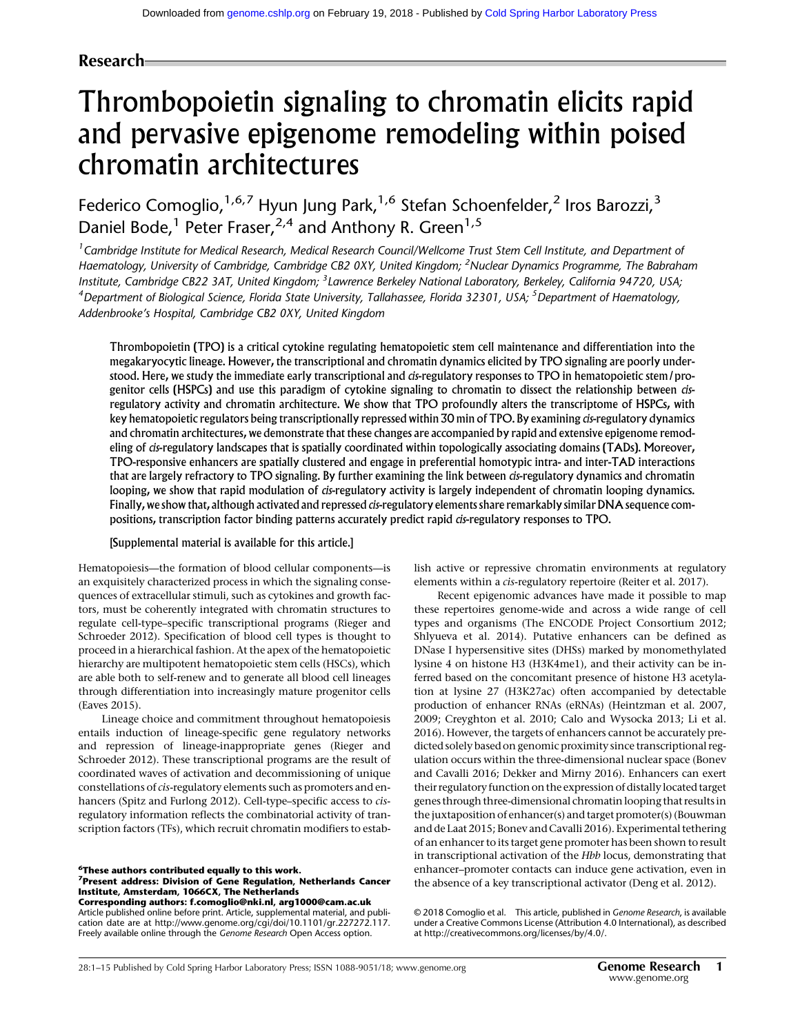# Research

# Thrombopoietin signaling to chromatin elicits rapid and pervasive epigenome remodeling within poised chromatin architectures

Federico Comoglio,[1,6,7] Hyun Jung Park,[1,6] Stefan Schoenfelder,[2] Iros Barozzi,[3] Daniel Bode,[1] Peter Fraser,[2,4] and Anthony R. Green[1,5]

[1]Cambridge Institute for Medical Research, Medical Research Council/Wellcome Trust Stem Cell Institute, and Department of Haematology, University of Cambridge, Cambridge CB2 0XY, United Kingdom; [2]Nuclear Dynamics Programme, The Babraham Institute, Cambridge CB22 3AT, United Kingdom; [3]Lawrence Berkeley National Laboratory, Berkeley, California 94720, USA; [4]Department of Biological Science, Florida State University, Tallahassee, Florida 32301, USA; [5]Department of Haematology, Addenbrooke's Hospital, Cambridge CB2 0XY, United Kingdom

**Thrombopoietin (TPO) is a critical cytokine regulating hematopoietic stem cell maintenance and differentiation into the megakaryocytic lineage. However, the transcriptional and chromatin dynamics elicited by TPO signaling are poorly understood. Here, we study the immediate early transcriptional and *cis*-regulatory responses to TPO in hematopoietic stem/progenitor cells (HSPCs) and use this paradigm of cytokine signaling to chromatin to dissect the relationship between *cis*-regulatory activity and chromatin architecture. We show that TPO profoundly alters the transcriptome of HSPCs, with key hematopoietic regulators being transcriptionally repressed within 30 min of TPO. By examining *cis*-regulatory dynamics and chromatin architectures, we demonstrate that these changes are accompanied by rapid and extensive epigenome remodeling of *cis*-regulatory landscapes that is spatially coordinated within topologically associating domains (TADs). Moreover, TPO-responsive enhancers are spatially clustered and engage in preferential homotypic intra- and inter-TAD interactions that are largely refractory to TPO signaling. By further examining the link between *cis*-regulatory dynamics and chromatin looping, we show that rapid modulation of *cis*-regulatory activity is largely independent of chromatin looping dynamics. Finally, we show that, although activated and repressed *cis*-regulatory elements share remarkably similar DNA sequence compositions, transcription factor binding patterns accurately predict rapid *cis*-regulatory responses to TPO.**

**[Supplemental material is available for this article.]**

Hematopoiesis—the formation of blood cellular components—is an exquisitely characterized process in which the signaling consequences of extracellular stimuli, such as cytokines and growth factors, must be coherently integrated with chromatin structures to regulate cell-type–specific transcriptional programs (Rieger and Schroeder 2012). Specification of blood cell types is thought to proceed in a hierarchical fashion. At the apex of the hematopoietic hierarchy are multipotent hematopoietic stem cells (HSCs), which are able both to self-renew and to generate all blood cell lineages through differentiation into increasingly mature progenitor cells (Eaves 2015).

Lineage choice and commitment throughout hematopoiesis entails induction of lineage-specific gene regulatory networks and repression of lineage-inappropriate genes (Rieger and Schroeder 2012). These transcriptional programs are the result of coordinated waves of activation and decommissioning of unique constellations of *cis*-regulatory elements such as promoters and enhancers (Spitz and Furlong 2012). Cell-type–specific access to *cis*-regulatory information reflects the combinatorial activity of transcription factors (TFs), which recruit chromatin modifiers to establish active or repressive chromatin environments at regulatory elements within a *cis*-regulatory repertoire (Reiter et al. 2017).

Recent epigenomic advances have made it possible to map these repertoires genome-wide and across a wide range of cell types and organisms (The ENCODE Project Consortium 2012; Shlyueva et al. 2014). Putative enhancers can be defined as DNase I hypersensitive sites (DHSs) marked by monomethylated lysine 4 on histone H3 (H3K4me1), and their activity can be inferred based on the concomitant presence of histone H3 acetylation at lysine 27 (H3K27ac) often accompanied by detectable production of enhancer RNAs (eRNAs) (Heintzman et al. 2007, 2009; Creyghton et al. 2010; Calo and Wysocka 2013; Li et al. 2016). However, the targets of enhancers cannot be accurately predicted solely based on genomic proximity since transcriptional regulation occurs within the three-dimensional nuclear space (Bonev and Cavalli 2016; Dekker and Mirny 2016). Enhancers can exert their regulatory function on the expression of distally located target genes through three-dimensional chromatin looping that results in the juxtaposition of enhancer(s) and target promoter(s) (Bouwman and de Laat 2015; Bonev and Cavalli 2016). Experimental tethering of an enhancer to its target gene promoter has been shown to result in transcriptional activation of the *Hbb* locus, demonstrating that enhancer–promoter contacts can induce gene activation, even in the absence of a key transcriptional activator (Deng et al. 2012).

---

[6]These authors contributed equally to this work.
[7]Present address: Division of Gene Regulation, Netherlands Cancer Institute, Amsterdam, 1066CX, The Netherlands
Corresponding authors: f.comoglio@nki.nl, arg1000@cam.ac.uk
Article published online before print. Article, supplemental material, and publication date are at http://www.genome.org/cgi/doi/10.1101/gr.227272.117. Freely available online through the *Genome Research* Open Access option.

© 2018 Comoglio et al. This article, published in *Genome Research*, is available under a Creative Commons License (Attribution 4.0 International), as described at http://creativecommons.org/licenses/by/4.0/.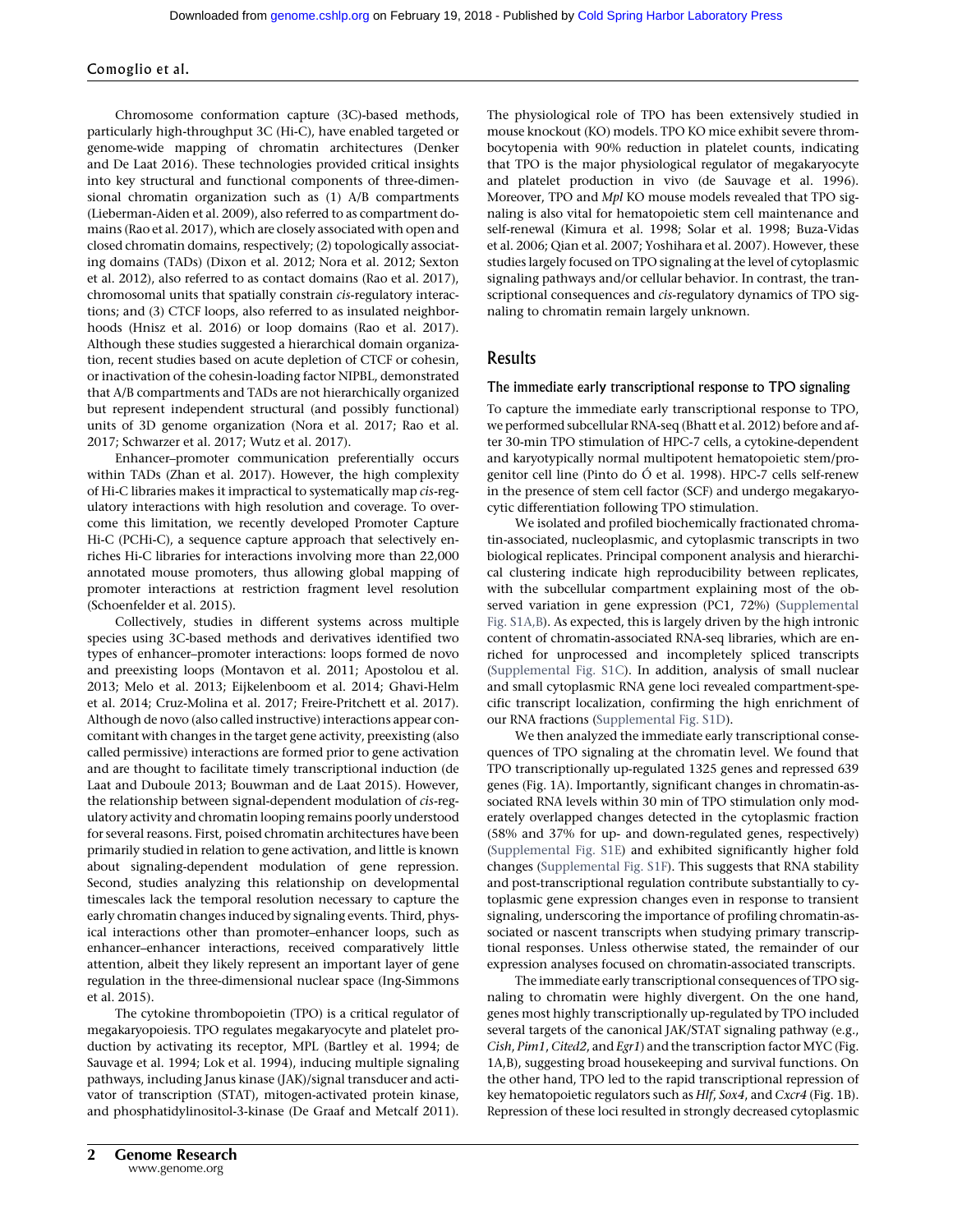Chromosome conformation capture (3C)-based methods, particularly high-throughput 3C (Hi-C), have enabled targeted or genome-wide mapping of chromatin architectures (Denker and De Laat 2016). These technologies provided critical insights into key structural and functional components of three-dimensional chromatin organization such as (1) A/B compartments (Lieberman-Aiden et al. 2009), also referred to as compartment domains (Rao et al. 2017), which are closely associated with open and closed chromatin domains, respectively; (2) topologically associating domains (TADs) (Dixon et al. 2012; Nora et al. 2012; Sexton et al. 2012), also referred to as contact domains (Rao et al. 2017), chromosomal units that spatially constrain *cis*-regulatory interactions; and (3) CTCF loops, also referred to as insulated neighborhoods (Hnisz et al. 2016) or loop domains (Rao et al. 2017). Although these studies suggested a hierarchical domain organization, recent studies based on acute depletion of CTCF or cohesin, or inactivation of the cohesin-loading factor NIPBL, demonstrated that A/B compartments and TADs are not hierarchically organized but represent independent structural (and possibly functional) units of 3D genome organization (Nora et al. 2017; Rao et al. 2017; Schwarzer et al. 2017; Wutz et al. 2017).

Enhancer–promoter communication preferentially occurs within TADs (Zhan et al. 2017). However, the high complexity of Hi-C libraries makes it impractical to systematically map *cis*-regulatory interactions with high resolution and coverage. To overcome this limitation, we recently developed Promoter Capture Hi-C (PCHi-C), a sequence capture approach that selectively enriches Hi-C libraries for interactions involving more than 22,000 annotated mouse promoters, thus allowing global mapping of promoter interactions at restriction fragment level resolution (Schoenfelder et al. 2015).

Collectively, studies in different systems across multiple species using 3C-based methods and derivatives identified two types of enhancer–promoter interactions: loops formed de novo and preexisting loops (Montavon et al. 2011; Apostolou et al. 2013; Melo et al. 2013; Eijkelenboom et al. 2014; Ghavi-Helm et al. 2014; Cruz-Molina et al. 2017; Freire-Pritchett et al. 2017). Although de novo (also called instructive) interactions appear concomitant with changes in the target gene activity, preexisting (also called permissive) interactions are formed prior to gene activation and are thought to facilitate timely transcriptional induction (de Laat and Duboule 2013; Bouwman and de Laat 2015). However, the relationship between signal-dependent modulation of *cis*-regulatory activity and chromatin looping remains poorly understood for several reasons. First, poised chromatin architectures have been primarily studied in relation to gene activation, and little is known about signaling-dependent modulation of gene repression. Second, studies analyzing this relationship on developmental timescales lack the temporal resolution necessary to capture the early chromatin changes induced by signaling events. Third, physical interactions other than promoter–enhancer loops, such as enhancer–enhancer interactions, received comparatively little attention, albeit they likely represent an important layer of gene regulation in the three-dimensional nuclear space (Ing-Simmons et al. 2015).

The cytokine thrombopoietin (TPO) is a critical regulator of megakaryopoiesis. TPO regulates megakaryocyte and platelet production by activating its receptor, MPL (Bartley et al. 1994; de Sauvage et al. 1994; Lok et al. 1994), inducing multiple signaling pathways, including Janus kinase (JAK)/signal transducer and activator of transcription (STAT), mitogen-activated protein kinase, and phosphatidylinositol-3-kinase (De Graaf and Metcalf 2011). The physiological role of TPO has been extensively studied in mouse knockout (KO) models. TPO KO mice exhibit severe thrombocytopenia with 90% reduction in platelet counts, indicating that TPO is the major physiological regulator of megakaryocyte and platelet production in vivo (de Sauvage et al. 1996). Moreover, TPO and *Mpl* KO mouse models revealed that TPO signaling is also vital for hematopoietic stem cell maintenance and self-renewal (Kimura et al. 1998; Solar et al. 1998; Buza-Vidas et al. 2006; Qian et al. 2007; Yoshihara et al. 2007). However, these studies largely focused on TPO signaling at the level of cytoplasmic signaling pathways and/or cellular behavior. In contrast, the transcriptional consequences and *cis*-regulatory dynamics of TPO signaling to chromatin remain largely unknown.

## Results

### The immediate early transcriptional response to TPO signaling

To capture the immediate early transcriptional response to TPO, we performed subcellular RNA-seq (Bhatt et al. 2012) before and after 30-min TPO stimulation of HPC-7 cells, a cytokine-dependent and karyotypically normal multipotent hematopoietic stem/progenitor cell line (Pinto do Ó et al. 1998). HPC-7 cells self-renew in the presence of stem cell factor (SCF) and undergo megakaryocytic differentiation following TPO stimulation.

We isolated and profiled biochemically fractionated chromatin-associated, nucleoplasmic, and cytoplasmic transcripts in two biological replicates. Principal component analysis and hierarchical clustering indicate high reproducibility between replicates, with the subcellular compartment explaining most of the observed variation in gene expression (PC1, 72%) (Supplemental Fig. S1A,B). As expected, this is largely driven by the high intronic content of chromatin-associated RNA-seq libraries, which are enriched for unprocessed and incompletely spliced transcripts (Supplemental Fig. S1C). In addition, analysis of small nuclear and small cytoplasmic RNA gene loci revealed compartment-specific transcript localization, confirming the high enrichment of our RNA fractions (Supplemental Fig. S1D).

We then analyzed the immediate early transcriptional consequences of TPO signaling at the chromatin level. We found that TPO transcriptionally up-regulated 1325 genes and repressed 639 genes (Fig. 1A). Importantly, significant changes in chromatin-associated RNA levels within 30 min of TPO stimulation only moderately overlapped changes detected in the cytoplasmic fraction (58% and 37% for up- and down-regulated genes, respectively) (Supplemental Fig. S1E) and exhibited significantly higher fold changes (Supplemental Fig. S1F). This suggests that RNA stability and post-transcriptional regulation contribute substantially to cytoplasmic gene expression changes even in response to transient signaling, underscoring the importance of profiling chromatin-associated or nascent transcripts when studying primary transcriptional responses. Unless otherwise stated, the remainder of our expression analyses focused on chromatin-associated transcripts.

The immediate early transcriptional consequences of TPO signaling to chromatin were highly divergent. On the one hand, genes most highly transcriptionally up-regulated by TPO included several targets of the canonical JAK/STAT signaling pathway (e.g., *Cish*, *Pim1*, *Cited2*, and *Egr1*) and the transcription factor MYC (Fig. 1A,B), suggesting broad housekeeping and survival functions. On the other hand, TPO led to the rapid transcriptional repression of key hematopoietic regulators such as *Hlf*, *Sox4*, and *Cxcr4* (Fig. 1B). Repression of these loci resulted in strongly decreased cytoplasmic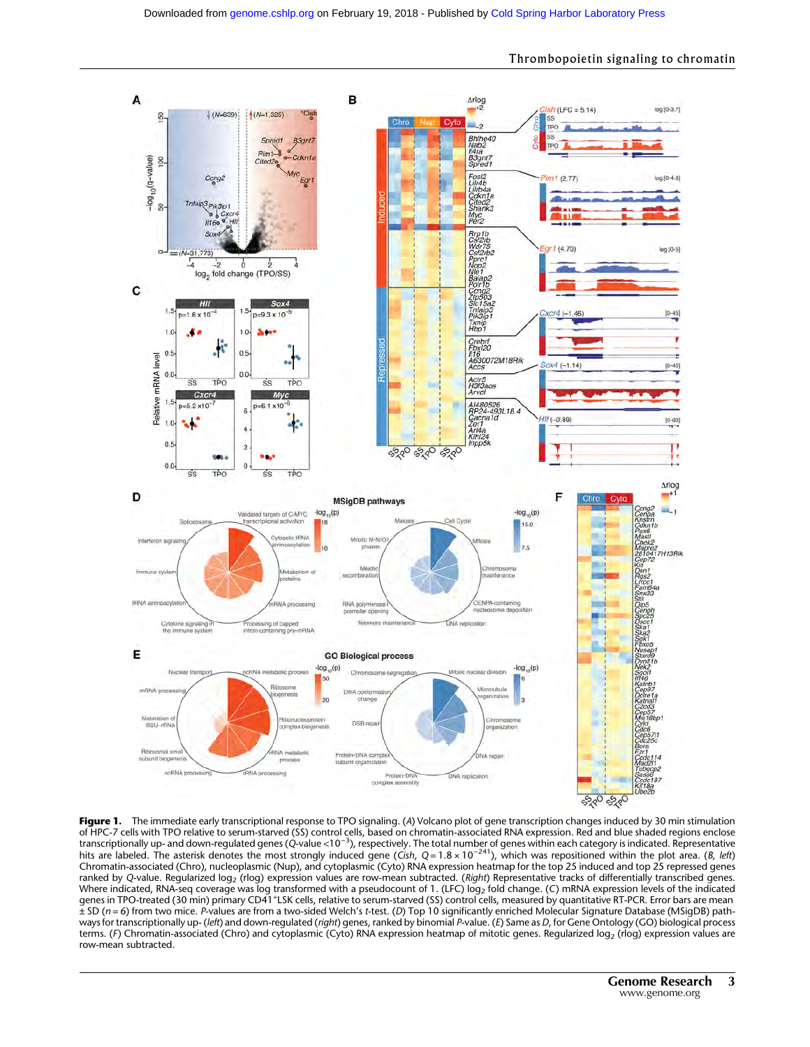**Figure 1.** The immediate early transcriptional response to TPO signaling. (*A*) Volcano plot of gene transcription changes induced by 30 min stimulation of HPC-7 cells with TPO relative to serum-starved (SS) control cells, based on chromatin-associated RNA expression. Red and blue shaded regions enclose transcriptionally up- and down-regulated genes (Q-value $<10^{-3}$), respectively. The total number of genes within each category is indicated. Representative hits are labeled. The asterisk denotes the most strongly induced gene (*Cish*, $Q = 1.8 \times 10^{-241}$), which was repositioned within the plot area. (*B*, *left*) Chromatin-associated (Chro), nucleoplasmic (Nup), and cytoplasmic (Cyto) RNA expression heatmap for the top 25 induced and top 25 repressed genes ranked by Q-value. Regularized $\log_2$ (rlog) expression values are row-mean subtracted. (*Right*) Representative tracks of differentially transcribed genes. Where indicated, RNA-seq coverage was log transformed with a pseudocount of 1. (LFC) $\log_2$ fold change. (*C*) mRNA expression levels of the indicated genes in TPO-treated (30 min) primary CD41$^{+}$LSK cells, relative to serum-starved (SS) control cells, measured by quantitative RT-PCR. Error bars are mean ± SD ($n = 6$) from two mice. *P*-values are from a two-sided Welch's *t*-test. (*D*) Top 10 significantly enriched Molecular Signature Database (MSigDB) pathways for transcriptionally up- (*left*) and down-regulated (*right*) genes, ranked by binomial *P*-value. (*E*) Same as *D*, for Gene Ontology (GO) biological process terms. (*F*) Chromatin-associated (Chro) and cytoplasmic (Cyto) RNA expression heatmap of mitotic genes. Regularized $\log_2$ (rlog) expression values are row-mean subtracted.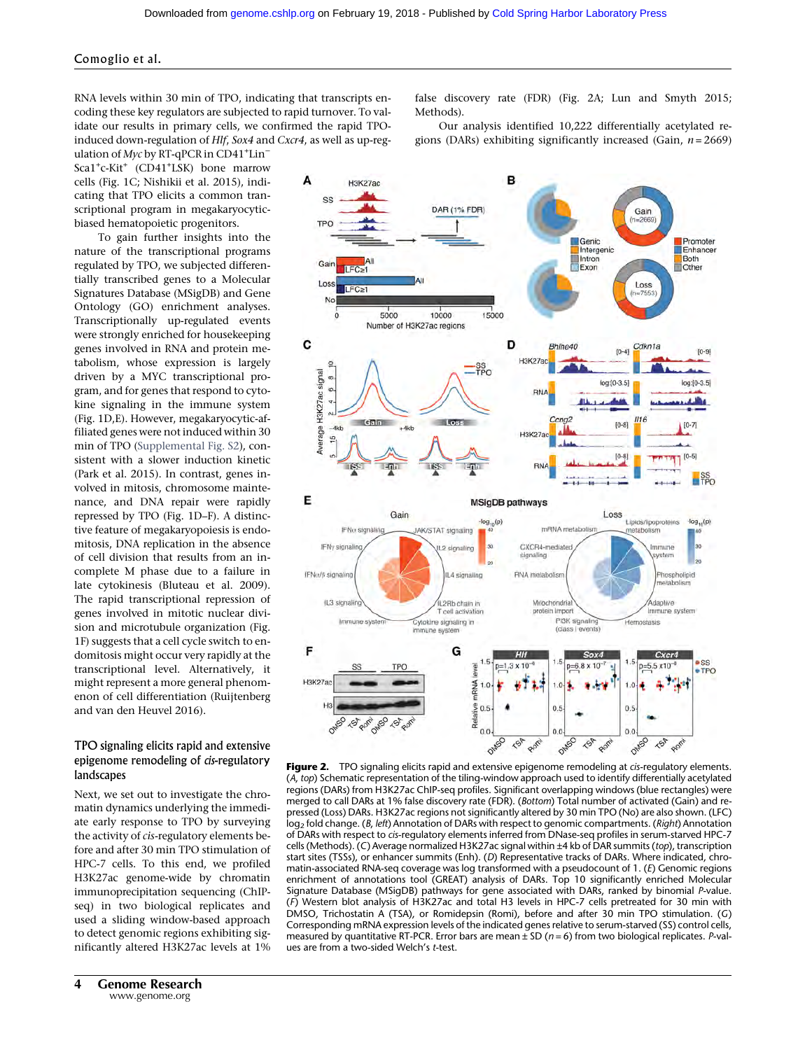RNA levels within 30 min of TPO, indicating that transcripts encoding these key regulators are subjected to rapid turnover. To validate our results in primary cells, we confirmed the rapid TPO-induced down-regulation of *Hlf*, *Sox4* and *Cxcr4*, as well as up-regulation of *Myc* by RT-qPCR in CD41[+]Lin[−] Sca1[+]c-Kit[+] (CD41[+]LSK) bone marrow cells (Fig. 1C; Nishikii et al. 2015), indicating that TPO elicits a common transcriptional program in megakaryocytic-biased hematopoietic progenitors.

To gain further insights into the nature of the transcriptional programs regulated by TPO, we subjected differentially transcribed genes to a Molecular Signatures Database (MSigDB) and Gene Ontology (GO) enrichment analyses. Transcriptionally up-regulated events were strongly enriched for housekeeping genes involved in RNA and protein metabolism, whose expression is largely driven by a MYC transcriptional program, and for genes that respond to cytokine signaling in the immune system (Fig. 1D,E). However, megakaryocytic-affiliated genes were not induced within 30 min of TPO (Supplemental Fig. S2), consistent with a slower induction kinetic (Park et al. 2015). In contrast, genes involved in mitosis, chromosome maintenance, and DNA repair were rapidly repressed by TPO (Fig. 1D–F). A distinctive feature of megakaryopoiesis is endomitosis, DNA replication in the absence of cell division that results from an incomplete M phase due to a failure in late cytokinesis (Bluteau et al. 2009). The rapid transcriptional repression of genes involved in mitotic nuclear division and microtubule organization (Fig. 1F) suggests that a cell cycle switch to endomitosis might occur very rapidly at the transcriptional level. Alternatively, it might represent a more general phenomenon of cell differentiation (Ruijtenberg and van den Heuvel 2016).

## TPO signaling elicits rapid and extensive epigenome remodeling of *cis*-regulatory landscapes

Next, we set out to investigate the chromatin dynamics underlying the immediate early response to TPO by surveying the activity of *cis*-regulatory elements before and after 30 min TPO stimulation of HPC-7 cells. To this end, we profiled H3K27ac genome-wide by chromatin immunoprecipitation sequencing (ChIP-seq) in two biological replicates and used a sliding window-based approach to detect genomic regions exhibiting significantly altered H3K27ac levels at 1% false discovery rate (FDR) (Fig. 2A; Lun and Smyth 2015; Methods).

Our analysis identified 10,222 differentially acetylated regions (DARs) exhibiting significantly increased (Gain, $n = 2669$)

**Figure 2.** TPO signaling elicits rapid and extensive epigenome remodeling at *cis*-regulatory elements. (*A*, *top*) Schematic representation of the tiling-window approach used to identify differentially acetylated regions (DARs) from H3K27ac ChIP-seq profiles. Significant overlapping windows (blue rectangles) were merged to call DARs at 1% false discovery rate (FDR). (*Bottom*) Total number of activated (Gain) and repressed (Loss) DARs. H3K27ac regions not significantly altered by 30 min TPO (No) are also shown. (LFC) $\log_2$ fold change. (*B*, *left*) Annotation of DARs with respect to genomic compartments. (*Right*) Annotation of DARs with respect to *cis*-regulatory elements inferred from DNase-seq profiles in serum-starved HPC-7 cells (Methods). (*C*) Average normalized H3K27ac signal within ±4 kb of DAR summits (*top*), transcription start sites (TSSs), or enhancer summits (Enh). (*D*) Representative tracks of DARs. Where indicated, chromatin-associated RNA-seq coverage was log transformed with a pseudocount of 1. (*E*) Genomic regions enrichment of annotations tool (GREAT) analysis of DARs. Top 10 significantly enriched Molecular Signature Database (MSigDB) pathways for gene associated with DARs, ranked by binomial *P*-value. (*F*) Western blot analysis of H3K27ac and total H3 levels in HPC-7 cells pretreated for 30 min with DMSO, Trichostatin A (TSA), or Romidepsin (Romi), before and after 30 min TPO stimulation. (*G*) Corresponding mRNA expression levels of the indicated genes relative to serum-starved (SS) control cells, measured by quantitative RT-PCR. Error bars are mean ± SD ($n = 6$) from two biological replicates. *P*-values are from a two-sided Welch's *t*-test.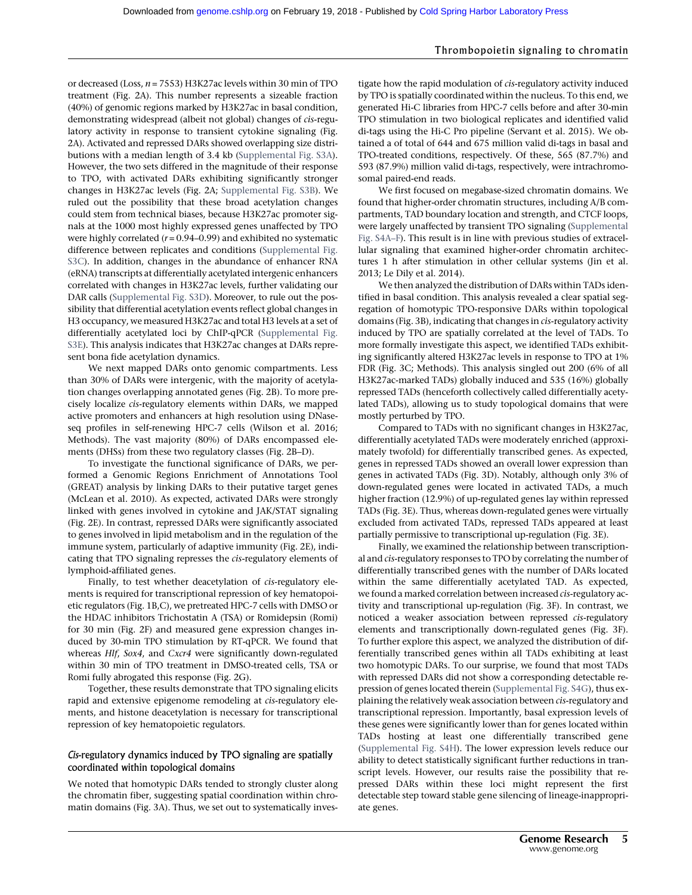or decreased (Loss, $n = 7553$) H3K27ac levels within 30 min of TPO treatment (Fig. 2A). This number represents a sizeable fraction (40%) of genomic regions marked by H3K27ac in basal condition, demonstrating widespread (albeit not global) changes of *cis*-regulatory activity in response to transient cytokine signaling (Fig. 2A). Activated and repressed DARs showed overlapping size distributions with a median length of 3.4 kb (Supplemental Fig. S3A). However, the two sets differed in the magnitude of their response to TPO, with activated DARs exhibiting significantly stronger changes in H3K27ac levels (Fig. 2A; Supplemental Fig. S3B). We ruled out the possibility that these broad acetylation changes could stem from technical biases, because H3K27ac promoter signals at the 1000 most highly expressed genes unaffected by TPO were highly correlated ($r = 0.94$–$0.99$) and exhibited no systematic difference between replicates and conditions (Supplemental Fig. S3C). In addition, changes in the abundance of enhancer RNA (eRNA) transcripts at differentially acetylated intergenic enhancers correlated with changes in H3K27ac levels, further validating our DAR calls (Supplemental Fig. S3D). Moreover, to rule out the possibility that differential acetylation events reflect global changes in H3 occupancy, we measured H3K27ac and total H3 levels at a set of differentially acetylated loci by ChIP-qPCR (Supplemental Fig. S3E). This analysis indicates that H3K27ac changes at DARs represent bona fide acetylation dynamics.

We next mapped DARs onto genomic compartments. Less than 30% of DARs were intergenic, with the majority of acetylation changes overlapping annotated genes (Fig. 2B). To more precisely localize *cis*-regulatory elements within DARs, we mapped active promoters and enhancers at high resolution using DNase-seq profiles in self-renewing HPC-7 cells (Wilson et al. 2016; Methods). The vast majority (80%) of DARs encompassed elements (DHSs) from these two regulatory classes (Fig. 2B–D).

To investigate the functional significance of DARs, we performed a Genomic Regions Enrichment of Annotations Tool (GREAT) analysis by linking DARs to their putative target genes (McLean et al. 2010). As expected, activated DARs were strongly linked with genes involved in cytokine and JAK/STAT signaling (Fig. 2E). In contrast, repressed DARs were significantly associated to genes involved in lipid metabolism and in the regulation of the immune system, particularly of adaptive immunity (Fig. 2E), indicating that TPO signaling represses the *cis*-regulatory elements of lymphoid-affiliated genes.

Finally, to test whether deacetylation of *cis*-regulatory elements is required for transcriptional repression of key hematopoietic regulators (Fig. 1B,C), we pretreated HPC-7 cells with DMSO or the HDAC inhibitors Trichostatin A (TSA) or Romidepsin (Romi) for 30 min (Fig. 2F) and measured gene expression changes induced by 30-min TPO stimulation by RT-qPCR. We found that whereas *Hlf*, *Sox4*, and *Cxcr4* were significantly down-regulated within 30 min of TPO treatment in DMSO-treated cells, TSA or Romi fully abrogated this response (Fig. 2G).

Together, these results demonstrate that TPO signaling elicits rapid and extensive epigenome remodeling at *cis*-regulatory elements, and histone deacetylation is necessary for transcriptional repression of key hematopoietic regulators.

## *Cis*-regulatory dynamics induced by TPO signaling are spatially coordinated within topological domains

We noted that homotypic DARs tended to strongly cluster along the chromatin fiber, suggesting spatial coordination within chromatin domains (Fig. 3A). Thus, we set out to systematically investigate how the rapid modulation of *cis*-regulatory activity induced by TPO is spatially coordinated within the nucleus. To this end, we generated Hi-C libraries from HPC-7 cells before and after 30-min TPO stimulation in two biological replicates and identified valid di-tags using the Hi-C Pro pipeline (Servant et al. 2015). We obtained a of total of 644 and 675 million valid di-tags in basal and TPO-treated conditions, respectively. Of these, 565 (87.7%) and 593 (87.9%) million valid di-tags, respectively, were intrachromosomal paired-end reads.

We first focused on megabase-sized chromatin domains. We found that higher-order chromatin structures, including A/B compartments, TAD boundary location and strength, and CTCF loops, were largely unaffected by transient TPO signaling (Supplemental Fig. S4A–F). This result is in line with previous studies of extracellular signaling that examined higher-order chromatin architectures 1 h after stimulation in other cellular systems (Jin et al. 2013; Le Dily et al. 2014).

We then analyzed the distribution of DARs within TADs identified in basal condition. This analysis revealed a clear spatial segregation of homotypic TPO-responsive DARs within topological domains (Fig. 3B), indicating that changes in *cis*-regulatory activity induced by TPO are spatially correlated at the level of TADs. To more formally investigate this aspect, we identified TADs exhibiting significantly altered H3K27ac levels in response to TPO at 1% FDR (Fig. 3C; Methods). This analysis singled out 200 (6% of all H3K27ac-marked TADs) globally induced and 535 (16%) globally repressed TADs (henceforth collectively called differentially acetylated TADs), allowing us to study topological domains that were mostly perturbed by TPO.

Compared to TADs with no significant changes in H3K27ac, differentially acetylated TADs were moderately enriched (approximately twofold) for differentially transcribed genes. As expected, genes in repressed TADs showed an overall lower expression than genes in activated TADs (Fig. 3D). Notably, although only 3% of down-regulated genes were located in activated TADs, a much higher fraction (12.9%) of up-regulated genes lay within repressed TADs (Fig. 3E). Thus, whereas down-regulated genes were virtually excluded from activated TADs, repressed TADs appeared at least partially permissive to transcriptional up-regulation (Fig. 3E).

Finally, we examined the relationship between transcriptional and *cis*-regulatory responses to TPO by correlating the number of differentially transcribed genes with the number of DARs located within the same differentially acetylated TAD. As expected, we found a marked correlation between increased *cis*-regulatory activity and transcriptional up-regulation (Fig. 3F). In contrast, we noticed a weaker association between repressed *cis*-regulatory elements and transcriptionally down-regulated genes (Fig. 3F). To further explore this aspect, we analyzed the distribution of differentially transcribed genes within all TADs exhibiting at least two homotypic DARs. To our surprise, we found that most TADs with repressed DARs did not show a corresponding detectable repression of genes located therein (Supplemental Fig. S4G), thus explaining the relatively weak association between *cis*-regulatory and transcriptional repression. Importantly, basal expression levels of these genes were significantly lower than for genes located within TADs hosting at least one differentially transcribed gene (Supplemental Fig. S4H). The lower expression levels reduce our ability to detect statistically significant further reductions in transcript levels. However, our results raise the possibility that repressed DARs within these loci might represent the first detectable step toward stable gene silencing of lineage-inappropriate genes.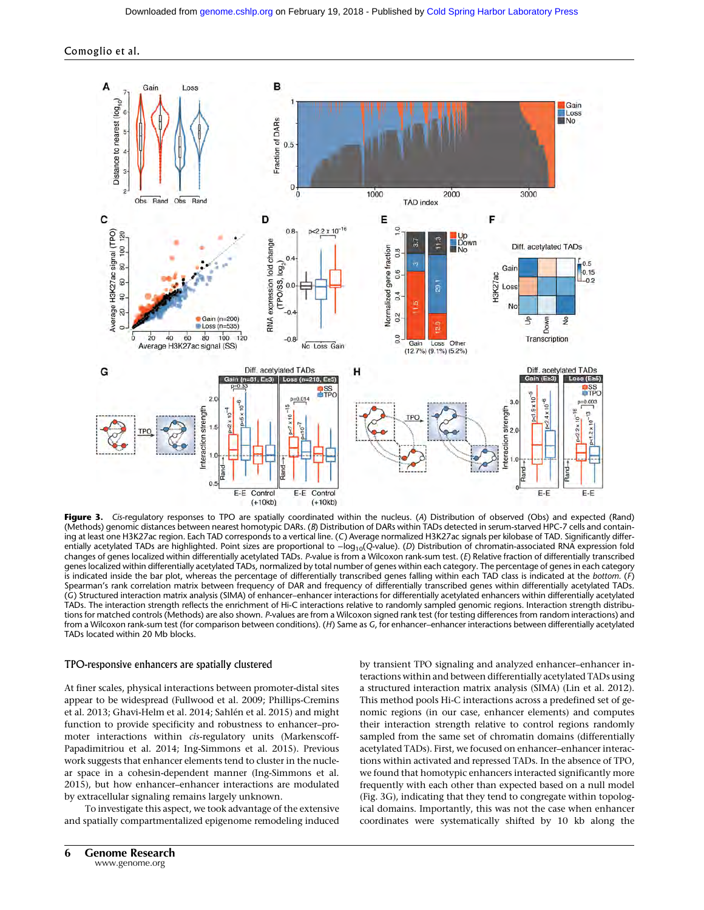**Figure 3.** *Cis*-regulatory responses to TPO are spatially coordinated within the nucleus. (*A*) Distribution of observed (Obs) and expected (Rand) (Methods) genomic distances between nearest homotypic DARs. (*B*) Distribution of DARs within TADs detected in serum-starved HPC-7 cells and containing at least one H3K27ac region. Each TAD corresponds to a vertical line. (*C*) Average normalized H3K27ac signals per kilobase of TAD. Significantly differentially acetylated TADs are highlighted. Point sizes are proportional to $-\log_{10}$(*Q*-value). (*D*) Distribution of chromatin-associated RNA expression fold changes of genes localized within differentially acetylated TADs. *P*-value is from a Wilcoxon rank-sum test. (*E*) Relative fraction of differentially transcribed genes localized within differentially acetylated TADs, normalized by total number of genes within each category. The percentage of genes in each category is indicated inside the bar plot, whereas the percentage of differentially transcribed genes falling within each TAD class is indicated at the *bottom*. (*F*) Spearman's rank correlation matrix between frequency of DAR and frequency of differentially transcribed genes within differentially acetylated TADs. (*G*) Structured interaction matrix analysis (SIMA) of enhancer–enhancer interactions for differentially acetylated enhancers within differentially acetylated TADs. The interaction strength reflects the enrichment of Hi-C interactions relative to randomly sampled genomic regions. Interaction strength distributions for matched controls (Methods) are also shown. *P*-values are from a Wilcoxon signed rank test (for testing differences from random interactions) and from a Wilcoxon rank-sum test (for comparison between conditions). (*H*) Same as *G*, for enhancer–enhancer interactions between differentially acetylated TADs located within 20 Mb blocks.

## TPO-responsive enhancers are spatially clustered

At finer scales, physical interactions between promoter-distal sites appear to be widespread (Fullwood et al. 2009; Phillips-Cremins et al. 2013; Ghavi-Helm et al. 2014; Sahlén et al. 2015) and might function to provide specificity and robustness to enhancer–promoter interactions within *cis*-regulatory units (Markenscoff-Papadimitriou et al. 2014; Ing-Simmons et al. 2015). Previous work suggests that enhancer elements tend to cluster in the nuclear space in a cohesin-dependent manner (Ing-Simmons et al. 2015), but how enhancer–enhancer interactions are modulated by extracellular signaling remains largely unknown.

To investigate this aspect, we took advantage of the extensive and spatially compartmentalized epigenome remodeling induced by transient TPO signaling and analyzed enhancer–enhancer interactions within and between differentially acetylated TADs using a structured interaction matrix analysis (SIMA) (Lin et al. 2012). This method pools Hi-C interactions across a predefined set of genomic regions (in our case, enhancer elements) and computes their interaction strength relative to control regions randomly sampled from the same set of chromatin domains (differentially acetylated TADs). First, we focused on enhancer–enhancer interactions within activated and repressed TADs. In the absence of TPO, we found that homotypic enhancers interacted significantly more frequently with each other than expected based on a null model (Fig. 3G), indicating that they tend to congregate within topological domains. Importantly, this was not the case when enhancer coordinates were systematically shifted by 10 kb along the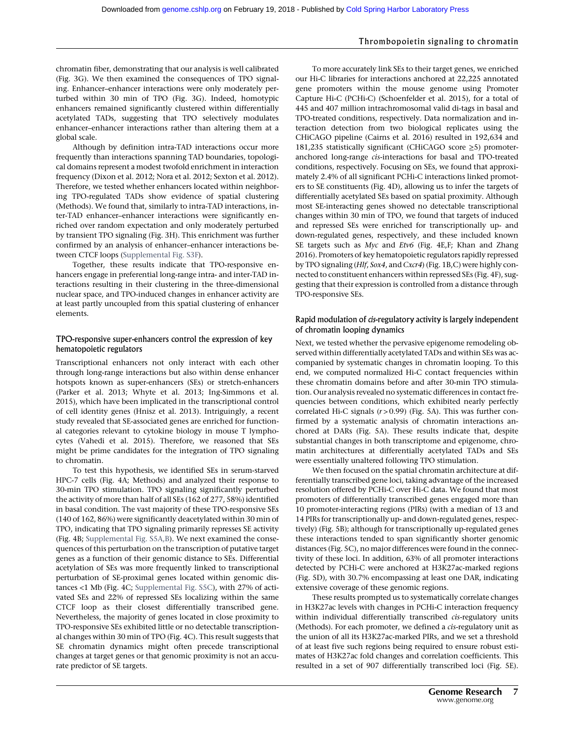chromatin fiber, demonstrating that our analysis is well calibrated (Fig. 3G). We then examined the consequences of TPO signaling. Enhancer–enhancer interactions were only moderately perturbed within 30 min of TPO (Fig. 3G). Indeed, homotypic enhancers remained significantly clustered within differentially acetylated TADs, suggesting that TPO selectively modulates enhancer–enhancer interactions rather than altering them at a global scale.

Although by definition intra-TAD interactions occur more frequently than interactions spanning TAD boundaries, topological domains represent a modest twofold enrichment in interaction frequency (Dixon et al. 2012; Nora et al. 2012; Sexton et al. 2012). Therefore, we tested whether enhancers located within neighboring TPO-regulated TADs show evidence of spatial clustering (Methods). We found that, similarly to intra-TAD interactions, inter-TAD enhancer–enhancer interactions were significantly enriched over random expectation and only moderately perturbed by transient TPO signaling (Fig. 3H). This enrichment was further confirmed by an analysis of enhancer–enhancer interactions between CTCF loops (Supplemental Fig. S3F).

Together, these results indicate that TPO-responsive enhancers engage in preferential long-range intra- and inter-TAD interactions resulting in their clustering in the three-dimensional nuclear space, and TPO-induced changes in enhancer activity are at least partly uncoupled from this spatial clustering of enhancer elements.

### TPO-responsive super-enhancers control the expression of key hematopoietic regulators

Transcriptional enhancers not only interact with each other through long-range interactions but also within dense enhancer hotspots known as super-enhancers (SEs) or stretch-enhancers (Parker et al. 2013; Whyte et al. 2013; Ing-Simmons et al. 2015), which have been implicated in the transcriptional control of cell identity genes (Hnisz et al. 2013). Intriguingly, a recent study revealed that SE-associated genes are enriched for functional categories relevant to cytokine biology in mouse T lymphocytes (Vahedi et al. 2015). Therefore, we reasoned that SEs might be prime candidates for the integration of TPO signaling to chromatin.

To test this hypothesis, we identified SEs in serum-starved HPC-7 cells (Fig. 4A; Methods) and analyzed their response to 30-min TPO stimulation. TPO signaling significantly perturbed the activity of more than half of all SEs (162 of 277, 58%) identified in basal condition. The vast majority of these TPO-responsive SEs (140 of 162, 86%) were significantly deacetylated within 30 min of TPO, indicating that TPO signaling primarily represses SE activity (Fig. 4B; Supplemental Fig. S5A,B). We next examined the consequences of this perturbation on the transcription of putative target genes as a function of their genomic distance to SEs. Differential acetylation of SEs was more frequently linked to transcriptional perturbation of SE-proximal genes located within genomic distances <1 Mb (Fig. 4C; Supplemental Fig. S5C), with 27% of activated SEs and 22% of repressed SEs localizing within the same CTCF loop as their closest differentially transcribed gene. Nevertheless, the majority of genes located in close proximity to TPO-responsive SEs exhibited little or no detectable transcriptional changes within 30 min of TPO (Fig. 4C). This result suggests that SE chromatin dynamics might often precede transcriptional changes at target genes or that genomic proximity is not an accurate predictor of SE targets.

To more accurately link SEs to their target genes, we enriched our Hi-C libraries for interactions anchored at 22,225 annotated gene promoters within the mouse genome using Promoter Capture Hi-C (PCHi-C) (Schoenfelder et al. 2015), for a total of 445 and 407 million intrachromosomal valid di-tags in basal and TPO-treated conditions, respectively. Data normalization and interaction detection from two biological replicates using the CHiCAGO pipeline (Cairns et al. 2016) resulted in 192,634 and 181,235 statistically significant (CHiCAGO score ≥5) promoter-anchored long-range *cis*-interactions for basal and TPO-treated conditions, respectively. Focusing on SEs, we found that approximately 2.4% of all significant PCHi-C interactions linked promoters to SE constituents (Fig. 4D), allowing us to infer the targets of differentially acetylated SEs based on spatial proximity. Although most SE-interacting genes showed no detectable transcriptional changes within 30 min of TPO, we found that targets of induced and repressed SEs were enriched for transcriptionally up- and down-regulated genes, respectively, and these included known SE targets such as *Myc* and *Etv6* (Fig. 4E,F; Khan and Zhang 2016). Promoters of key hematopoietic regulators rapidly repressed by TPO signaling (*Hlf*, *Sox4*, and *Cxcr4*) (Fig. 1B,C) were highly connected to constituent enhancers within repressed SEs (Fig. 4F), suggesting that their expression is controlled from a distance through TPO-responsive SEs.

### Rapid modulation of *cis*-regulatory activity is largely independent of chromatin looping dynamics

Next, we tested whether the pervasive epigenome remodeling observed within differentially acetylated TADs and within SEs was accompanied by systematic changes in chromatin looping. To this end, we computed normalized Hi-C contact frequencies within these chromatin domains before and after 30-min TPO stimulation. Our analysis revealed no systematic differences in contact frequencies between conditions, which exhibited nearly perfectly correlated Hi-C signals ($r > 0.99$) (Fig. 5A). This was further confirmed by a systematic analysis of chromatin interactions anchored at DARs (Fig. 5A). These results indicate that, despite substantial changes in both transcriptome and epigenome, chromatin architectures at differentially acetylated TADs and SEs were essentially unaltered following TPO stimulation.

We then focused on the spatial chromatin architecture at differentially transcribed gene loci, taking advantage of the increased resolution offered by PCHi-C over Hi-C data. We found that most promoters of differentially transcribed genes engaged more than 10 promoter-interacting regions (PIRs) (with a median of 13 and 14 PIRs for transcriptionally up- and down-regulated genes, respectively) (Fig. 5B); although for transcriptionally up-regulated genes these interactions tended to span significantly shorter genomic distances (Fig. 5C), no major differences were found in the connectivity of these loci. In addition, 63% of all promoter interactions detected by PCHi-C were anchored at H3K27ac-marked regions (Fig. 5D), with 30.7% encompassing at least one DAR, indicating extensive coverage of these genomic regions.

These results prompted us to systematically correlate changes in H3K27ac levels with changes in PCHi-C interaction frequency within individual differentially transcribed *cis*-regulatory units (Methods). For each promoter, we defined a *cis*-regulatory unit as the union of all its H3K27ac-marked PIRs, and we set a threshold of at least five such regions being required to ensure robust estimates of H3K27ac fold changes and correlation coefficients. This resulted in a set of 907 differentially transcribed loci (Fig. 5E).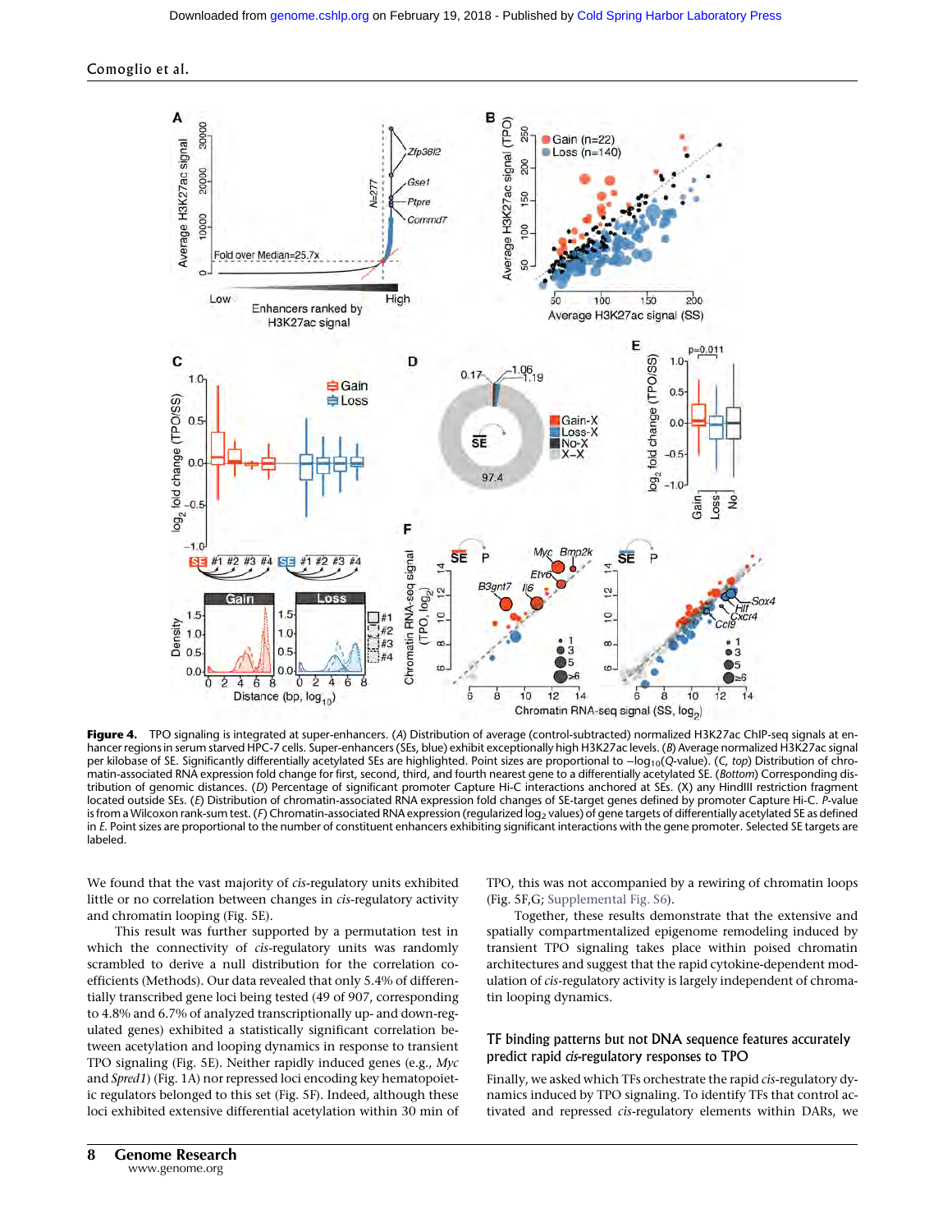**Figure 4.** TPO signaling is integrated at super-enhancers. (*A*) Distribution of average (control-subtracted) normalized H3K27ac ChIP-seq signals at enhancer regions in serum starved HPC-7 cells. Super-enhancers (SEs, blue) exhibit exceptionally high H3K27ac levels. (*B*) Average normalized H3K27ac signal per kilobase of SE. Significantly differentially acetylated SEs are highlighted. Point sizes are proportional to $-\log_{10}$(*Q*-value). (*C*, *top*) Distribution of chromatin-associated RNA expression fold change for first, second, third, and fourth nearest gene to a differentially acetylated SE. (*Bottom*) Corresponding distribution of genomic distances. (*D*) Percentage of significant promoter Capture Hi-C interactions anchored at SEs. (X) any HindIII restriction fragment located outside SEs. (*E*) Distribution of chromatin-associated RNA expression fold changes of SE-target genes defined by promoter Capture Hi-C. *P*-value is from a Wilcoxon rank-sum test. (*F*) Chromatin-associated RNA expression (regularized $\log_2$ values) of gene targets of differentially acetylated SE as defined in *E*. Point sizes are proportional to the number of constituent enhancers exhibiting significant interactions with the gene promoter. Selected SE targets are labeled.

We found that the vast majority of *cis*-regulatory units exhibited little or no correlation between changes in *cis*-regulatory activity and chromatin looping (Fig. 5E).

This result was further supported by a permutation test in which the connectivity of *cis*-regulatory units was randomly scrambled to derive a null distribution for the correlation coefficients (Methods). Our data revealed that only 5.4% of differentially transcribed gene loci being tested (49 of 907, corresponding to 4.8% and 6.7% of analyzed transcriptionally up- and down-regulated genes) exhibited a statistically significant correlation between acetylation and looping dynamics in response to transient TPO signaling (Fig. 5E). Neither rapidly induced genes (e.g., *Myc* and *Spred1*) (Fig. 1A) nor repressed loci encoding key hematopoietic regulators belonged to this set (Fig. 5F). Indeed, although these loci exhibited extensive differential acetylation within 30 min of TPO, this was not accompanied by a rewiring of chromatin loops (Fig. 5F,G; Supplemental Fig. S6).

Together, these results demonstrate that the extensive and spatially compartmentalized epigenome remodeling induced by transient TPO signaling takes place within poised chromatin architectures and suggest that the rapid cytokine-dependent modulation of *cis*-regulatory activity is largely independent of chromatin looping dynamics.

## TF binding patterns but not DNA sequence features accurately predict rapid *cis*-regulatory responses to TPO

Finally, we asked which TFs orchestrate the rapid *cis*-regulatory dynamics induced by TPO signaling. To identify TFs that control activated and repressed *cis*-regulatory elements within DARs, we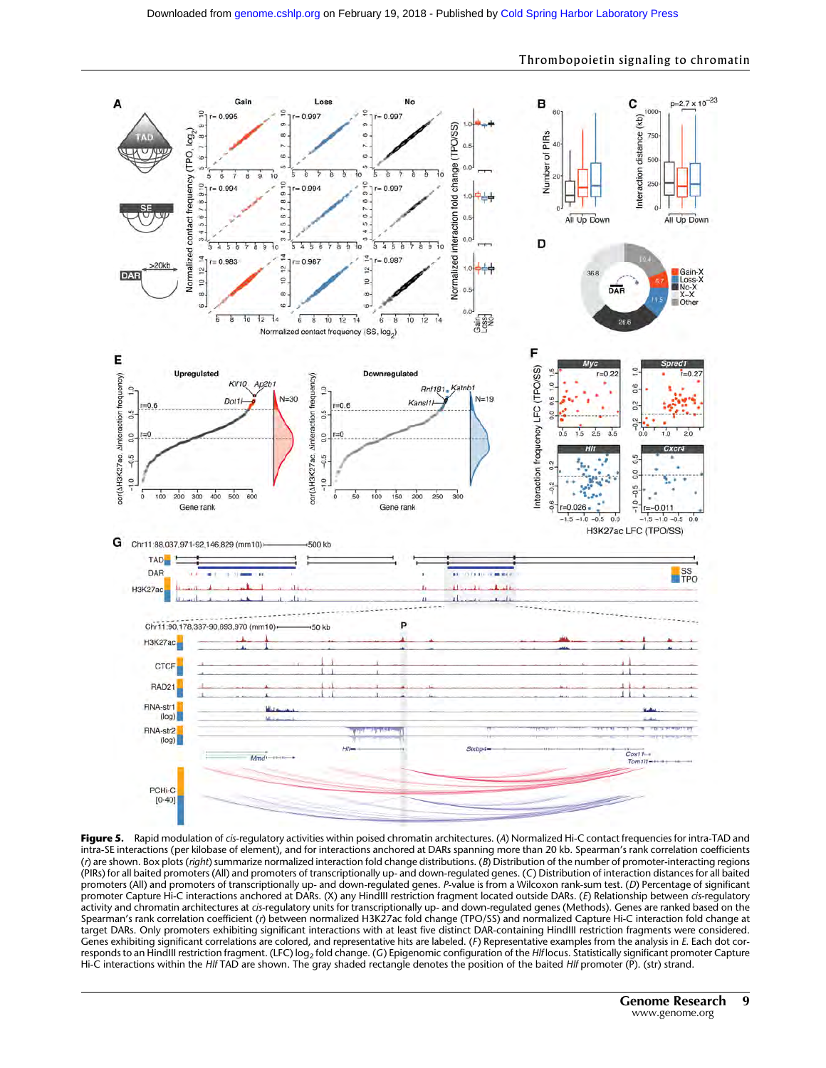**Figure 5.** Rapid modulation of *cis*-regulatory activities within poised chromatin architectures. (*A*) Normalized Hi-C contact frequencies for intra-TAD and intra-SE interactions (per kilobase of element), and for interactions anchored at DARs spanning more than 20 kb. Spearman's rank correlation coefficients (*r*) are shown. Box plots (*right*) summarize normalized interaction fold change distributions. (*B*) Distribution of the number of promoter-interacting regions (PIRs) for all baited promoters (All) and promoters of transcriptionally up- and down-regulated genes. (*C*) Distribution of interaction distances for all baited promoters (All) and promoters of transcriptionally up- and down-regulated genes. *P*-value is from a Wilcoxon rank-sum test. (*D*) Percentage of significant promoter Capture Hi-C interactions anchored at DARs. (X) any HindIII restriction fragment located outside DARs. (*E*) Relationship between *cis*-regulatory activity and chromatin architectures at *cis*-regulatory units for transcriptionally up- and down-regulated genes (Methods). Genes are ranked based on the Spearman's rank correlation coefficient (*r*) between normalized H3K27ac fold change (TPO/SS) and normalized Capture Hi-C interaction fold change at target DARs. Only promoters exhibiting significant interactions with at least five distinct DAR-containing HindIII restriction fragments were considered. Genes exhibiting significant correlations are colored, and representative hits are labeled. (*F*) Representative examples from the analysis in *E*. Each dot corresponds to an HindIII restriction fragment. (LFC) $\log_2$ fold change. (*G*) Epigenomic configuration of the *Hlf* locus. Statistically significant promoter Capture Hi-C interactions within the *Hlf* TAD are shown. The gray shaded rectangle denotes the position of the baited *Hlf* promoter (P). (str) strand.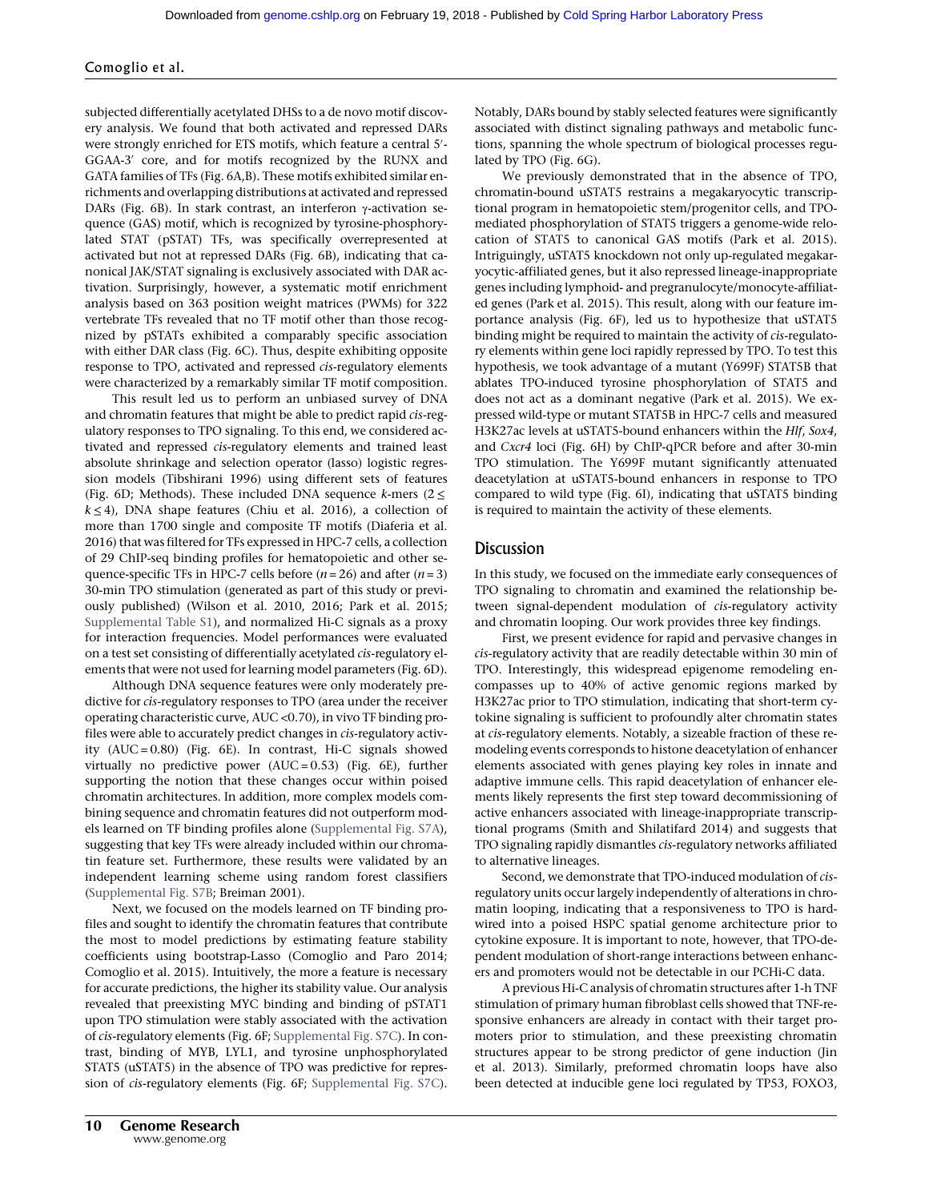subjected differentially acetylated DHSs to a de novo motif discovery analysis. We found that both activated and repressed DARs were strongly enriched for ETS motifs, which feature a central 5′-GGAA-3′ core, and for motifs recognized by the RUNX and GATA families of TFs (Fig. 6A,B). These motifs exhibited similar enrichments and overlapping distributions at activated and repressed DARs (Fig. 6B). In stark contrast, an interferon γ-activation sequence (GAS) motif, which is recognized by tyrosine-phosphorylated STAT (pSTAT) TFs, was specifically overrepresented at activated but not at repressed DARs (Fig. 6B), indicating that canonical JAK/STAT signaling is exclusively associated with DAR activation. Surprisingly, however, a systematic motif enrichment analysis based on 363 position weight matrices (PWMs) for 322 vertebrate TFs revealed that no TF motif other than those recognized by pSTATs exhibited a comparably specific association with either DAR class (Fig. 6C). Thus, despite exhibiting opposite response to TPO, activated and repressed *cis*-regulatory elements were characterized by a remarkably similar TF motif composition.

This result led us to perform an unbiased survey of DNA and chromatin features that might be able to predict rapid *cis*-regulatory responses to TPO signaling. To this end, we considered activated and repressed *cis*-regulatory elements and trained least absolute shrinkage and selection operator (lasso) logistic regression models (Tibshirani 1996) using different sets of features (Fig. 6D; Methods). These included DNA sequence *k*-mers ($2 \leq k \leq 4$), DNA shape features (Chiu et al. 2016), a collection of more than 1700 single and composite TF motifs (Diaferia et al. 2016) that was filtered for TFs expressed in HPC-7 cells, a collection of 29 ChIP-seq binding profiles for hematopoietic and other sequence-specific TFs in HPC-7 cells before ($n = 26$) and after ($n = 3$) 30-min TPO stimulation (generated as part of this study or previously published) (Wilson et al. 2010, 2016; Park et al. 2015; Supplemental Table S1), and normalized Hi-C signals as a proxy for interaction frequencies. Model performances were evaluated on a test set consisting of differentially acetylated *cis*-regulatory elements that were not used for learning model parameters (Fig. 6D).

Although DNA sequence features were only moderately predictive for *cis*-regulatory responses to TPO (area under the receiver operating characteristic curve, AUC < 0.70), in vivo TF binding profiles were able to accurately predict changes in *cis*-regulatory activity (AUC = 0.80) (Fig. 6E). In contrast, Hi-C signals showed virtually no predictive power (AUC = 0.53) (Fig. 6E), further supporting the notion that these changes occur within poised chromatin architectures. In addition, more complex models combining sequence and chromatin features did not outperform models learned on TF binding profiles alone (Supplemental Fig. S7A), suggesting that key TFs were already included within our chromatin feature set. Furthermore, these results were validated by an independent learning scheme using random forest classifiers (Supplemental Fig. S7B; Breiman 2001).

Next, we focused on the models learned on TF binding profiles and sought to identify the chromatin features that contribute the most to model predictions by estimating feature stability coefficients using bootstrap-Lasso (Comoglio and Paro 2014; Comoglio et al. 2015). Intuitively, the more a feature is necessary for accurate predictions, the higher its stability value. Our analysis revealed that preexisting MYC binding and binding of pSTAT1 upon TPO stimulation were stably associated with the activation of *cis*-regulatory elements (Fig. 6F; Supplemental Fig. S7C). In contrast, binding of MYB, LYL1, and tyrosine unphosphorylated STAT5 (uSTAT5) in the absence of TPO was predictive for repression of *cis*-regulatory elements (Fig. 6F; Supplemental Fig. S7C). Notably, DARs bound by stably selected features were significantly associated with distinct signaling pathways and metabolic functions, spanning the whole spectrum of biological processes regulated by TPO (Fig. 6G).

We previously demonstrated that in the absence of TPO, chromatin-bound uSTAT5 restrains a megakaryocytic transcriptional program in hematopoietic stem/progenitor cells, and TPO-mediated phosphorylation of STAT5 triggers a genome-wide relocation of STAT5 to canonical GAS motifs (Park et al. 2015). Intriguingly, uSTAT5 knockdown not only up-regulated megakaryocytic-affiliated genes, but it also repressed lineage-inappropriate genes including lymphoid- and pregranulocyte/monocyte-affiliated genes (Park et al. 2015). This result, along with our feature importance analysis (Fig. 6F), led us to hypothesize that uSTAT5 binding might be required to maintain the activity of *cis*-regulatory elements within gene loci rapidly repressed by TPO. To test this hypothesis, we took advantage of a mutant (Y699F) STAT5B that ablates TPO-induced tyrosine phosphorylation of STAT5 and does not act as a dominant negative (Park et al. 2015). We expressed wild-type or mutant STAT5B in HPC-7 cells and measured H3K27ac levels at uSTAT5-bound enhancers within the *Hlf*, *Sox4*, and *Cxcr4* loci (Fig. 6H) by ChIP-qPCR before and after 30-min TPO stimulation. The Y699F mutant significantly attenuated deacetylation at uSTAT5-bound enhancers in response to TPO compared to wild type (Fig. 6I), indicating that uSTAT5 binding is required to maintain the activity of these elements.

## Discussion

In this study, we focused on the immediate early consequences of TPO signaling to chromatin and examined the relationship between signal-dependent modulation of *cis*-regulatory activity and chromatin looping. Our work provides three key findings.

First, we present evidence for rapid and pervasive changes in *cis*-regulatory activity that are readily detectable within 30 min of TPO. Interestingly, this widespread epigenome remodeling encompasses up to 40% of active genomic regions marked by H3K27ac prior to TPO stimulation, indicating that short-term cytokine signaling is sufficient to profoundly alter chromatin states at *cis*-regulatory elements. Notably, a sizeable fraction of these remodeling events corresponds to histone deacetylation of enhancer elements associated with genes playing key roles in innate and adaptive immune cells. This rapid deacetylation of enhancer elements likely represents the first step toward decommissioning of active enhancers associated with lineage-inappropriate transcriptional programs (Smith and Shilatifard 2014) and suggests that TPO signaling rapidly dismantles *cis*-regulatory networks affiliated to alternative lineages.

Second, we demonstrate that TPO-induced modulation of *cis*-regulatory units occur largely independently of alterations in chromatin looping, indicating that a responsiveness to TPO is hardwired into a poised HSPC spatial genome architecture prior to cytokine exposure. It is important to note, however, that TPO-dependent modulation of short-range interactions between enhancers and promoters would not be detectable in our PCHi-C data.

A previous Hi-C analysis of chromatin structures after 1-h TNF stimulation of primary human fibroblast cells showed that TNF-responsive enhancers are already in contact with their target promoters prior to stimulation, and these preexisting chromatin structures appear to be strong predictor of gene induction (Jin et al. 2013). Similarly, preformed chromatin loops have also been detected at inducible gene loci regulated by TP53, FOXO3,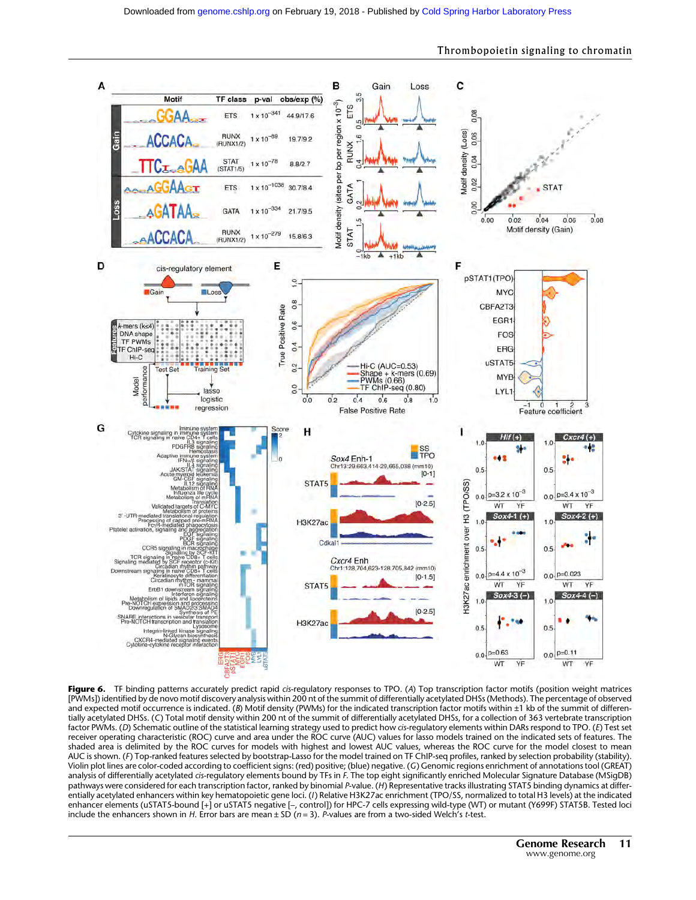**Figure 6.** TF binding patterns accurately predict rapid *cis*-regulatory responses to TPO. (*A*) Top transcription factor motifs (position weight matrices [PWMs]) identified by de novo motif discovery analysis within 200 nt of the summit of differentially acetylated DHSs (Methods). The percentage of observed and expected motif occurrence is indicated. (*B*) Motif density (PWMs) for the indicated transcription factor motifs within ±1 kb of the summit of differentially acetylated DHSs. (*C*) Total motif density within 200 nt of the summit of differentially acetylated DHSs, for a collection of 363 vertebrate transcription factor PWMs. (*D*) Schematic outline of the statistical learning strategy used to predict how *cis*-regulatory elements within DARs respond to TPO. (*E*) Test set receiver operating characteristic (ROC) curve and area under the ROC curve (AUC) values for lasso models trained on the indicated sets of features. The shaded area is delimited by the ROC curves for models with highest and lowest AUC values, whereas the ROC curve for the model closest to mean AUC is shown. (*F*) Top-ranked features selected by bootstrap-Lasso for the model trained on TF ChIP-seq profiles, ranked by selection probability (stability). Violin plot lines are color-coded according to coefficient signs: (red) positive; (blue) negative. (*G*) Genomic regions enrichment of annotations tool (GREAT) analysis of differentially acetylated *cis*-regulatory elements bound by TFs in *F*. The top eight significantly enriched Molecular Signature Database (MSigDB) pathways were considered for each transcription factor, ranked by binomial *P*-value. (*H*) Representative tracks illustrating STAT5 binding dynamics at differentially acetylated enhancers within key hematopoietic gene loci. (*I*) Relative H3K27ac enrichment (TPO/SS, normalized to total H3 levels) at the indicated enhancer elements (uSTAT5-bound [+] or uSTAT5 negative [–, control]) for HPC-7 cells expressing wild-type (WT) or mutant (Y699F) STAT5B. Tested loci include the enhancers shown in *H*. Error bars are mean ± SD ($n = 3$). *P*-values are from a two-sided Welch's *t*-test.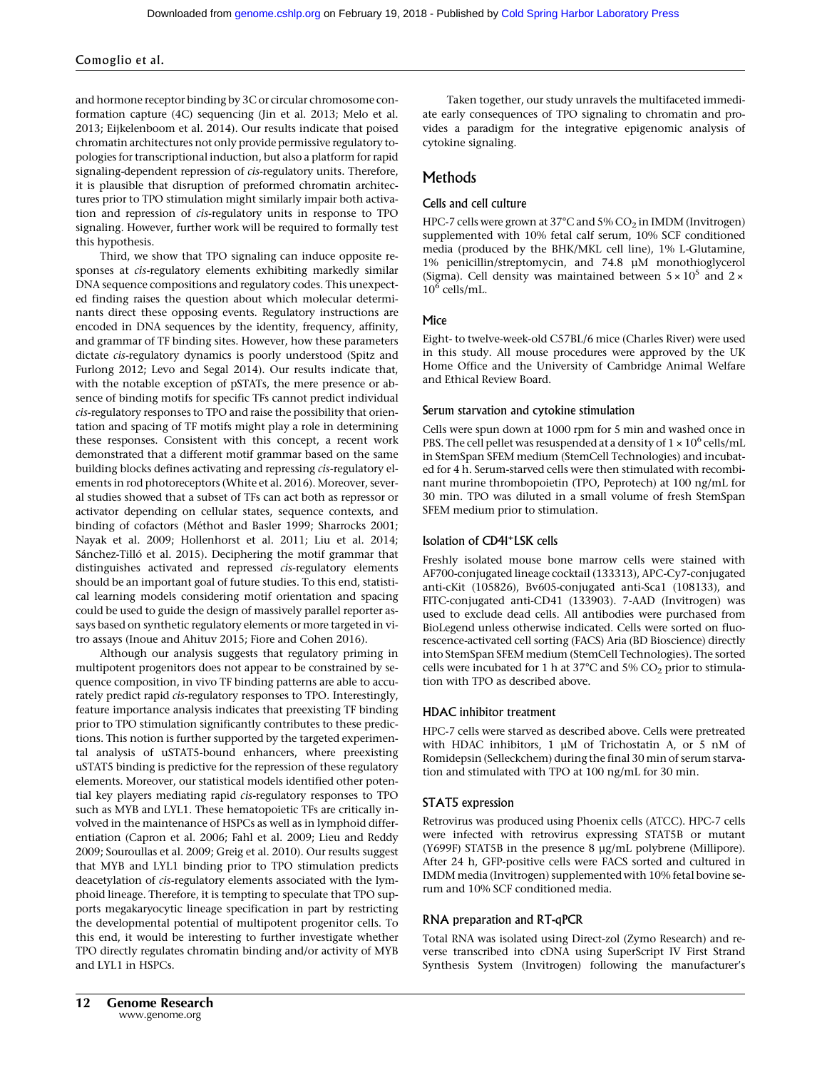and hormone receptor binding by 3C or circular chromosome conformation capture (4C) sequencing (Jin et al. 2013; Melo et al. 2013; Eijkelenboom et al. 2014). Our results indicate that poised chromatin architectures not only provide permissive regulatory topologies for transcriptional induction, but also a platform for rapid signaling-dependent repression of *cis*-regulatory units. Therefore, it is plausible that disruption of preformed chromatin architectures prior to TPO stimulation might similarly impair both activation and repression of *cis*-regulatory units in response to TPO signaling. However, further work will be required to formally test this hypothesis.

Third, we show that TPO signaling can induce opposite responses at *cis*-regulatory elements exhibiting markedly similar DNA sequence compositions and regulatory codes. This unexpected finding raises the question about which molecular determinants direct these opposing events. Regulatory instructions are encoded in DNA sequences by the identity, frequency, affinity, and grammar of TF binding sites. However, how these parameters dictate *cis*-regulatory dynamics is poorly understood (Spitz and Furlong 2012; Levo and Segal 2014). Our results indicate that, with the notable exception of pSTATs, the mere presence or absence of binding motifs for specific TFs cannot predict individual *cis*-regulatory responses to TPO and raise the possibility that orientation and spacing of TF motifs might play a role in determining these responses. Consistent with this concept, a recent work demonstrated that a different motif grammar based on the same building blocks defines activating and repressing *cis*-regulatory elements in rod photoreceptors (White et al. 2016). Moreover, several studies showed that a subset of TFs can act both as repressor or activator depending on cellular states, sequence contexts, and binding of cofactors (Méthot and Basler 1999; Sharrocks 2001; Nayak et al. 2009; Hollenhorst et al. 2011; Liu et al. 2014; Sánchez-Tilló et al. 2015). Deciphering the motif grammar that distinguishes activated and repressed *cis*-regulatory elements should be an important goal of future studies. To this end, statistical learning models considering motif orientation and spacing could be used to guide the design of massively parallel reporter assays based on synthetic regulatory elements or more targeted in vitro assays (Inoue and Ahituv 2015; Fiore and Cohen 2016).

Although our analysis suggests that regulatory priming in multipotent progenitors does not appear to be constrained by sequence composition, in vivo TF binding patterns are able to accurately predict rapid *cis*-regulatory responses to TPO. Interestingly, feature importance analysis indicates that preexisting TF binding prior to TPO stimulation significantly contributes to these predictions. This notion is further supported by the targeted experimental analysis of uSTAT5-bound enhancers, where preexisting uSTAT5 binding is predictive for the repression of these regulatory elements. Moreover, our statistical models identified other potential key players mediating rapid *cis*-regulatory responses to TPO such as MYB and LYL1. These hematopoietic TFs are critically involved in the maintenance of HSPCs as well as in lymphoid differentiation (Capron et al. 2006; Fahl et al. 2009; Lieu and Reddy 2009; Souroullas et al. 2009; Greig et al. 2010). Our results suggest that MYB and LYL1 binding prior to TPO stimulation predicts deacetylation of *cis*-regulatory elements associated with the lymphoid lineage. Therefore, it is tempting to speculate that TPO supports megakaryocytic lineage specification in part by restricting the developmental potential of multipotent progenitor cells. To this end, it would be interesting to further investigate whether TPO directly regulates chromatin binding and/or activity of MYB and LYL1 in HSPCs.

Taken together, our study unravels the multifaceted immediate early consequences of TPO signaling to chromatin and provides a paradigm for the integrative epigenomic analysis of cytokine signaling.

## Methods

### Cells and cell culture

HPC-7 cells were grown at 37°C and 5% $CO_2$ in IMDM (Invitrogen) supplemented with 10% fetal calf serum, 10% SCF conditioned media (produced by the BHK/MKL cell line), 1% L-Glutamine, 1% penicillin/streptomycin, and 74.8 µM monothioglycerol (Sigma). Cell density was maintained between $5 \times 10^5$ and $2 \times 10^6$ cells/mL.

### Mice

Eight- to twelve-week-old C57BL/6 mice (Charles River) were used in this study. All mouse procedures were approved by the UK Home Office and the University of Cambridge Animal Welfare and Ethical Review Board.

### Serum starvation and cytokine stimulation

Cells were spun down at 1000 rpm for 5 min and washed once in PBS. The cell pellet was resuspended at a density of $1 \times 10^6$ cells/mL in StemSpan SFEM medium (StemCell Technologies) and incubated for 4 h. Serum-starved cells were then stimulated with recombinant murine thrombopoietin (TPO, Peprotech) at 100 ng/mL for 30 min. TPO was diluted in a small volume of fresh StemSpan SFEM medium prior to stimulation.

### Isolation of CD41⁺LSK cells

Freshly isolated mouse bone marrow cells were stained with AF700-conjugated lineage cocktail (133313), APC-Cy7-conjugated anti-cKit (105826), Bv605-conjugated anti-Sca1 (108133), and FITC-conjugated anti-CD41 (133903). 7-AAD (Invitrogen) was used to exclude dead cells. All antibodies were purchased from BioLegend unless otherwise indicated. Cells were sorted on fluorescence-activated cell sorting (FACS) Aria (BD Bioscience) directly into StemSpan SFEM medium (StemCell Technologies). The sorted cells were incubated for 1 h at 37°C and 5% $CO_2$ prior to stimulation with TPO as described above.

### HDAC inhibitor treatment

HPC-7 cells were starved as described above. Cells were pretreated with HDAC inhibitors, 1 µM of Trichostatin A, or 5 nM of Romidepsin (Selleckchem) during the final 30 min of serum starvation and stimulated with TPO at 100 ng/mL for 30 min.

### STAT5 expression

Retrovirus was produced using Phoenix cells (ATCC). HPC-7 cells were infected with retrovirus expressing STAT5B or mutant (Y699F) STAT5B in the presence 8 µg/mL polybrene (Millipore). After 24 h, GFP-positive cells were FACS sorted and cultured in IMDM media (Invitrogen) supplemented with 10% fetal bovine serum and 10% SCF conditioned media.

### RNA preparation and RT-qPCR

Total RNA was isolated using Direct-zol (Zymo Research) and reverse transcribed into cDNA using SuperScript IV First Strand Synthesis System (Invitrogen) following the manufacturer's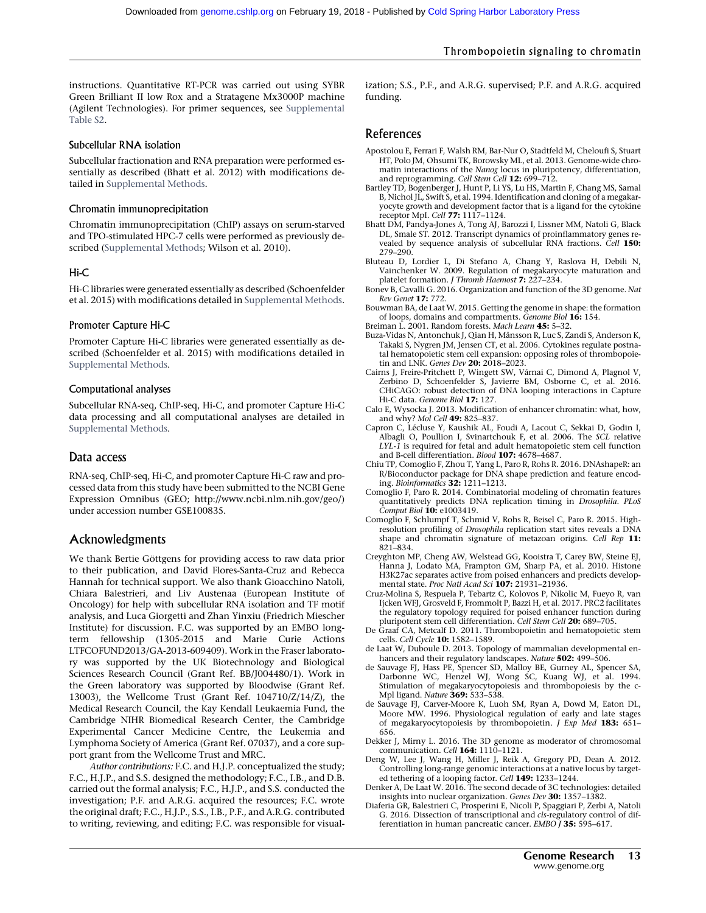instructions. Quantitative RT-PCR was carried out using SYBR Green Brilliant II low Rox and a Stratagene Mx3000P machine (Agilent Technologies). For primer sequences, see Supplemental Table S2.

### Subcellular RNA isolation

Subcellular fractionation and RNA preparation were performed essentially as described (Bhatt et al. 2012) with modifications detailed in Supplemental Methods.

### Chromatin immunoprecipitation

Chromatin immunoprecipitation (ChIP) assays on serum-starved and TPO-stimulated HPC-7 cells were performed as previously described (Supplemental Methods; Wilson et al. 2010).

### Hi-C

Hi-C libraries were generated essentially as described (Schoenfelder et al. 2015) with modifications detailed in Supplemental Methods.

### Promoter Capture Hi-C

Promoter Capture Hi-C libraries were generated essentially as described (Schoenfelder et al. 2015) with modifications detailed in Supplemental Methods.

### Computational analyses

Subcellular RNA-seq, ChIP-seq, Hi-C, and promoter Capture Hi-C data processing and all computational analyses are detailed in Supplemental Methods.

## Data access

RNA-seq, ChIP-seq, Hi-C, and promoter Capture Hi-C raw and processed data from this study have been submitted to the NCBI Gene Expression Omnibus (GEO; http://www.ncbi.nlm.nih.gov/geo/) under accession number GSE100835.

## Acknowledgments

We thank Bertie Göttgens for providing access to raw data prior to their publication, and David Flores-Santa-Cruz and Rebecca Hannah for technical support. We also thank Gioacchino Natoli, Chiara Balestrieri, and Liv Austenaa (European Institute of Oncology) for help with subcellular RNA isolation and TF motif analysis, and Luca Giorgetti and Zhan Yinxiu (Friedrich Miescher Institute) for discussion. F.C. was supported by an EMBO long-term fellowship (1305-2015 and Marie Curie Actions LTFCOFUND2013/GA-2013-609409). Work in the Fraser laboratory was supported by the UK Biotechnology and Biological Sciences Research Council (Grant Ref. BB/J004480/1). Work in the Green laboratory was supported by Bloodwise (Grant Ref. 13003), the Wellcome Trust (Grant Ref. 104710/Z/14/Z), the Medical Research Council, the Kay Kendall Leukaemia Fund, the Cambridge NIHR Biomedical Research Center, the Cambridge Experimental Cancer Medicine Centre, the Leukemia and Lymphoma Society of America (Grant Ref. 07037), and a core support grant from the Wellcome Trust and MRC.

*Author contributions:* F.C. and H.J.P. conceptualized the study; F.C., H.J.P., and S.S. designed the methodology; F.C., I.B., and D.B. carried out the formal analysis; F.C., H.J.P., and S.S. conducted the investigation; P.F. and A.R.G. acquired the resources; F.C. wrote the original draft; F.C., H.J.P., S.S., I.B., P.F., and A.R.G. contributed to writing, reviewing, and editing; F.C. was responsible for visualization; S.S., P.F., and A.R.G. supervised; P.F. and A.R.G. acquired funding.

## References

Apostolou E, Ferrari F, Walsh RM, Bar-Nur O, Stadtfeld M, Cheloufi S, Stuart HT, Polo JM, Ohsumi TK, Borowsky ML, et al. 2013. Genome-wide chromatin interactions of the *Nanog* locus in pluripotency, differentiation, and reprogramming. *Cell Stem Cell* **12:** 699–712.

Bartley TD, Bogenberger J, Hunt P, Li YS, Lu HS, Martin F, Chang MS, Samal B, Nichol JL, Swift S, et al. 1994. Identification and cloning of a megakaryocyte growth and development factor that is a ligand for the cytokine receptor Mpl. *Cell* **77:** 1117–1124.

Bhatt DM, Pandya-Jones A, Tong AJ, Barozzi I, Lissner MM, Natoli G, Black DL, Smale ST. 2012. Transcript dynamics of proinflammatory genes revealed by sequence analysis of subcellular RNA fractions. *Cell* **150:** 279–290.

Bluteau D, Lordier L, Di Stefano A, Chang Y, Raslova H, Debili N, Vainchenker W. 2009. Regulation of megakaryocyte maturation and platelet formation. *J Thromb Haemost* **7:** 227–234.

Bonev B, Cavalli G. 2016. Organization and function of the 3D genome. *Nat Rev Genet* **17:** 772.

Bouwman BA, de Laat W. 2015. Getting the genome in shape: the formation of loops, domains and compartments. *Genome Biol* **16:** 154.

Breiman L. 2001. Random forests. *Mach Learn* **45:** 5–32.

Buza-Vidas N, Antonchuk J, Qian H, Månsson R, Luc S, Zandi S, Anderson K, Takaki S, Nygren JM, Jensen CT, et al. 2006. Cytokines regulate postnatal hematopoietic stem cell expansion: opposing roles of thrombopoietin and LNK. *Genes Dev* **20:** 2018–2023.

Cairns J, Freire-Pritchett P, Wingett SW, Várnai C, Dimond A, Plagnol V, Zerbino D, Schoenfelder S, Javierre BM, Osborne C, et al. 2016. CHiCAGO: robust detection of DNA looping interactions in Capture Hi-C data. *Genome Biol* **17:** 127.

Calo E, Wysocka J. 2013. Modification of enhancer chromatin: what, how, and why? *Mol Cell* **49:** 825–837.

Capron C, Lécluse Y, Kaushik AL, Foudi A, Lacout C, Sekkai D, Godin I, Albagli O, Poullion I, Svinartchouk F, et al. 2006. The *SCL* relative *LYL-1* is required for fetal and adult hematopoietic stem cell function and B-cell differentiation. *Blood* **107:** 4678–4687.

Chiu TP, Comoglio F, Zhou T, Yang L, Paro R, Rohs R. 2016. DNAshapeR: an R/Bioconductor package for DNA shape prediction and feature encoding. *Bioinformatics* **32:** 1211–1213.

Comoglio F, Paro R. 2014. Combinatorial modeling of chromatin features quantitatively predicts DNA replication timing in *Drosophila*. *PLoS Comput Biol* **10:** e1003419.

Comoglio F, Schlumpf T, Schmid V, Rohs R, Beisel C, Paro R. 2015. High-resolution profiling of *Drosophila* replication start sites reveals a DNA shape and chromatin signature of metazoan origins. *Cell Rep* **11:** 821–834.

Creyghton MP, Cheng AW, Welstead GG, Kooistra T, Carey BW, Steine EJ, Hanna J, Lodato MA, Frampton GM, Sharp PA, et al. 2010. Histone H3K27ac separates active from poised enhancers and predicts developmental state. *Proc Natl Acad Sci* **107:** 21931–21936.

Cruz-Molina S, Respuela P, Tebartz C, Kolovos P, Nikolic M, Fueyo R, van Ijcken WFJ, Grosveld F, Frommolt P, Bazzi H, et al. 2017. PRC2 facilitates the regulatory topology required for poised enhancer function during pluripotent stem cell differentiation. *Cell Stem Cell* **20:** 689–705.

De Graaf CA, Metcalf D. 2011. Thrombopoietin and hematopoietic stem cells. *Cell Cycle* **10:** 1582–1589.

de Laat W, Duboule D. 2013. Topology of mammalian developmental enhancers and their regulatory landscapes. *Nature* **502:** 499–506.

de Sauvage FJ, Hass PE, Spencer SD, Malloy BE, Gurney AL, Spencer SA, Darbonne WC, Henzel WJ, Wong SC, Kuang WJ, et al. 1994. Stimulation of megakaryocytopoiesis and thrombopoiesis by the c-Mpl ligand. *Nature* **369:** 533–538.

de Sauvage FJ, Carver-Moore K, Luoh SM, Ryan A, Dowd M, Eaton DL, Moore MW. 1996. Physiological regulation of early and late stages of megakaryocytopoiesis by thrombopoietin. *J Exp Med* **183:** 651–656.

Dekker J, Mirny L. 2016. The 3D genome as moderator of chromosomal communication. *Cell* **164:** 1110–1121.

Deng W, Lee J, Wang H, Miller J, Reik A, Gregory PD, Dean A. 2012. Controlling long-range genomic interactions at a native locus by targeted tethering of a looping factor. *Cell* **149:** 1233–1244.

Denker A, De Laat W. 2016. The second decade of 3C technologies: detailed insights into nuclear organization. *Genes Dev* **30:** 1357–1382.

Diaferia GR, Balestrieri C, Prosperini E, Nicoli P, Spaggiari P, Zerbi A, Natoli G. 2016. Dissection of transcriptional and *cis*-regulatory control of differentiation in human pancreatic cancer. *EMBO J* **35:** 595–617.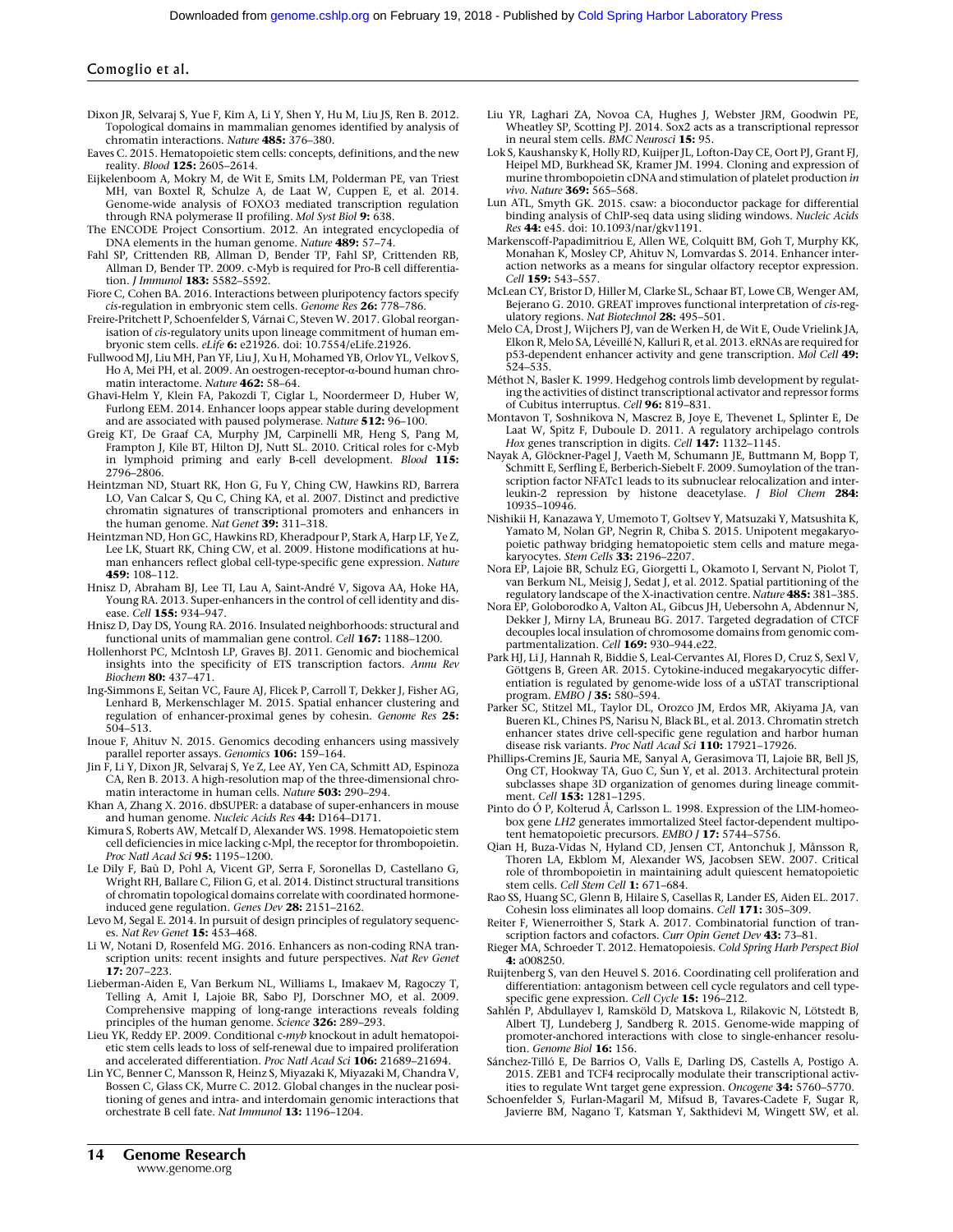Dixon JR, Selvaraj S, Yue F, Kim A, Li Y, Shen Y, Hu M, Liu JS, Ren B. 2012. Topological domains in mammalian genomes identified by analysis of chromatin interactions. *Nature* **485:** 376–380.

Eaves C. 2015. Hematopoietic stem cells: concepts, definitions, and the new reality. *Blood* **125:** 2605–2614.

Eijkelenboom A, Mokry M, de Wit E, Smits LM, Polderman PE, van Triest MH, van Boxtel R, Schulze A, de Laat W, Cuppen E, et al. 2014. Genome-wide analysis of FOXO3 mediated transcription regulation through RNA polymerase II profiling. *Mol Syst Biol* **9:** 638.

The ENCODE Project Consortium. 2012. An integrated encyclopedia of DNA elements in the human genome. *Nature* **489:** 57–74.

Fahl SP, Crittenden RB, Allman D, Bender TP, Fahl SP, Crittenden RB, Allman D, Bender TP. 2009. c-Myb is required for Pro-B cell differentiation. *J Immunol* **183:** 5582–5592.

Fiore C, Cohen BA. 2016. Interactions between pluripotency factors specify *cis*-regulation in embryonic stem cells. *Genome Res* **26:** 778–786.

Freire-Pritchett P, Schoenfelder S, Várnai C, Steven W. 2017. Global reorganisation of *cis*-regulatory units upon lineage commitment of human embryonic stem cells. *eLife* **6:** e21926. doi: 10.7554/eLife.21926.

Fullwood MJ, Liu MH, Pan YF, Liu J, Xu H, Mohamed YB, Orlov YL, Velkov S, Ho A, Mei PH, et al. 2009. An oestrogen-receptor-α-bound human chromatin interactome. *Nature* **462:** 58–64.

Ghavi-Helm Y, Klein FA, Pakozdi T, Ciglar L, Noordermeer D, Huber W, Furlong EEM. 2014. Enhancer loops appear stable during development and are associated with paused polymerase. *Nature* **512:** 96–100.

Greig KT, De Graaf CA, Murphy JM, Carpinelli MR, Heng S, Pang M, Frampton J, Kile BT, Hilton DJ, Nutt SL. 2010. Critical roles for c-Myb in lymphoid priming and early B-cell development. *Blood* **115:** 2796–2806.

Heintzman ND, Stuart RK, Hon G, Fu Y, Ching CW, Hawkins RD, Barrera LO, Van Calcar S, Qu C, Ching KA, et al. 2007. Distinct and predictive chromatin signatures of transcriptional promoters and enhancers in the human genome. *Nat Genet* **39:** 311–318.

Heintzman ND, Hon GC, Hawkins RD, Kheradpour P, Stark A, Harp LF, Ye Z, Lee LK, Stuart RK, Ching CW, et al. 2009. Histone modifications at human enhancers reflect global cell-type-specific gene expression. *Nature* **459:** 108–112.

Hnisz D, Abraham BJ, Lee TI, Lau A, Saint-André V, Sigova AA, Hoke HA, Young RA. 2013. Super-enhancers in the control of cell identity and disease. *Cell* **155:** 934–947.

Hnisz D, Day DS, Young RA. 2016. Insulated neighborhoods: structural and functional units of mammalian gene control. *Cell* **167:** 1188–1200.

Hollenhorst PC, McIntosh LP, Graves BJ. 2011. Genomic and biochemical insights into the specificity of ETS transcription factors. *Annu Rev Biochem* **80:** 437–471.

Ing-Simmons E, Seitan VC, Faure AJ, Flicek P, Carroll T, Dekker J, Fisher AG, Lenhard B, Merkenschlager M. 2015. Spatial enhancer clustering and regulation of enhancer-proximal genes by cohesin. *Genome Res* **25:** 504–513.

Inoue F, Ahituv N. 2015. Genomics decoding enhancers using massively parallel reporter assays. *Genomics* **106:** 159–164.

Jin F, Li Y, Dixon JR, Selvaraj S, Ye Z, Lee AY, Yen CA, Schmitt AD, Espinoza CA, Ren B. 2013. A high-resolution map of the three-dimensional chromatin interactome in human cells. *Nature* **503:** 290–294.

Khan A, Zhang X. 2016. dbSUPER: a database of super-enhancers in mouse and human genome. *Nucleic Acids Res* **44:** D164–D171.

Kimura S, Roberts AW, Metcalf D, Alexander WS. 1998. Hematopoietic stem cell deficiencies in mice lacking c-Mpl, the receptor for thrombopoietin. *Proc Natl Acad Sci* **95:** 1195–1200.

Le Dily F, Baù D, Pohl A, Vicent GP, Serra F, Soronellas D, Castellano G, Wright RH, Ballare C, Filion G, et al. 2014. Distinct structural transitions of chromatin topological domains correlate with coordinated hormone-induced gene regulation. *Genes Dev* **28:** 2151–2162.

Levo M, Segal E. 2014. In pursuit of design principles of regulatory sequences. *Nat Rev Genet* **15:** 453–468.

Li W, Notani D, Rosenfeld MG. 2016. Enhancers as non-coding RNA transcription units: recent insights and future perspectives. *Nat Rev Genet* **17:** 207–223.

Lieberman-Aiden E, Van Berkum NL, Williams L, Imakaev M, Ragoczy T, Telling A, Amit I, Lajoie BR, Sabo PJ, Dorschner MO, et al. 2009. Comprehensive mapping of long-range interactions reveals folding principles of the human genome. *Science* **326:** 289–293.

Lieu YK, Reddy EP. 2009. Conditional c-*myb* knockout in adult hematopoietic stem cells leads to loss of self-renewal due to impaired proliferation and accelerated differentiation. *Proc Natl Acad Sci* **106:** 21689–21694.

Lin YC, Benner C, Mansson R, Heinz S, Miyazaki K, Miyazaki M, Chandra V, Bossen C, Glass CK, Murre C. 2012. Global changes in the nuclear positioning of genes and intra- and interdomain genomic interactions that orchestrate B cell fate. *Nat Immunol* **13:** 1196–1204.

Liu YR, Laghari ZA, Novoa CA, Hughes J, Webster JRM, Goodwin PE, Wheatley SP, Scotting PJ. 2014. Sox2 acts as a transcriptional repressor in neural stem cells. *BMC Neurosci* **15:** 95.

Lok S, Kaushansky K, Holly RD, Kuijper JL, Lofton-Day CE, Oort PJ, Grant FJ, Heipel MD, Burkhead SK, Kramer JM. 1994. Cloning and expression of murine thrombopoietin cDNA and stimulation of platelet production *in vivo*. *Nature* **369:** 565–568.

Lun ATL, Smyth GK. 2015. csaw: a bioconductor package for differential binding analysis of ChIP-seq data using sliding windows. *Nucleic Acids Res* **44:** e45. doi: 10.1093/nar/gkv1191.

Markenscoff-Papadimitriou E, Allen WE, Colquitt BM, Goh T, Murphy KK, Monahan K, Mosley CP, Ahituv N, Lomvardas S. 2014. Enhancer interaction networks as a means for singular olfactory receptor expression. *Cell* **159:** 543–557.

McLean CY, Bristor D, Hiller M, Clarke SL, Schaar BT, Lowe CB, Wenger AM, Bejerano G. 2010. GREAT improves functional interpretation of *cis*-regulatory regions. *Nat Biotechnol* **28:** 495–501.

Melo CA, Drost J, Wijchers PJ, van de Werken H, de Wit E, Oude Vrielink JA, Elkon R, Melo SA, Léveillé N, Kalluri R, et al. 2013. eRNAs are required for p53-dependent enhancer activity and gene transcription. *Mol Cell* **49:** 524–535.

Méthot N, Basler K. 1999. Hedgehog controls limb development by regulating the activities of distinct transcriptional activator and repressor forms of Cubitus interruptus. *Cell* **96:** 819–831.

Montavon T, Soshnikova N, Mascrez B, Joye E, Thevenet L, Splinter E, De Laat W, Spitz F, Duboule D. 2011. A regulatory archipelago controls *Hox* genes transcription in digits. *Cell* **147:** 1132–1145.

Nayak A, Glöckner-Pagel J, Vaeth M, Schumann JE, Buttmann M, Bopp T, Schmitt E, Serfling E, Berberich-Siebelt F. 2009. Sumoylation of the transcription factor NFATc1 leads to its subnuclear relocalization and interleukin-2 repression by histone deacetylase. *J Biol Chem* **284:** 10935–10946.

Nishikii H, Kanazawa Y, Umemoto T, Goltsev Y, Matsuzaki Y, Matsushita K, Yamato M, Nolan GP, Negrin R, Chiba S. 2015. Unipotent megakaryopoietic pathway bridging hematopoietic stem cells and mature megakaryocytes. *Stem Cells* **33:** 2196–2207.

Nora EP, Lajoie BR, Schulz EG, Giorgetti L, Okamoto I, Servant N, Piolot T, van Berkum NL, Meisig J, Sedat J, et al. 2012. Spatial partitioning of the regulatory landscape of the X-inactivation centre. *Nature* **485:** 381–385.

Nora EP, Goloborodko A, Valton AL, Gibcus JH, Uebersohn A, Abdennur N, Dekker J, Mirny LA, Bruneau BG. 2017. Targeted degradation of CTCF decouples local insulation of chromosome domains from genomic compartmentalization. *Cell* **169:** 930–944.e22.

Park HJ, Li J, Hannah R, Biddie S, Leal-Cervantes AI, Flores D, Cruz S, Sexl V, Göttgens B, Green AR. 2015. Cytokine-induced megakaryocytic differentiation is regulated by genome-wide loss of a uSTAT transcriptional program. *EMBO J* **35:** 580–594.

Parker SC, Stitzel ML, Taylor DL, Orozco JM, Erdos MR, Akiyama JA, van Bueren KL, Chines PS, Narisu N, Black BL, et al. 2013. Chromatin stretch enhancer states drive cell-specific gene regulation and harbor human disease risk variants. *Proc Natl Acad Sci* **110:** 17921–17926.

Phillips-Cremins JE, Sauria ME, Sanyal A, Gerasimova TI, Lajoie BR, Bell JS, Ong CT, Hookway TA, Guo C, Sun Y, et al. 2013. Architectural protein subclasses shape 3D organization of genomes during lineage commitment. *Cell* **153:** 1281–1295.

Pinto do Ó P, Kolterud Å, Carlsson L. 1998. Expression of the LIM-homeobox gene *LH2* generates immortalized Steel factor-dependent multipotent hematopoietic precursors. *EMBO J* **17:** 5744–5756.

Qian H, Buza-Vidas N, Hyland CD, Jensen CT, Antonchuk J, Månsson R, Thoren LA, Ekblom M, Alexander WS, Jacobsen SEW. 2007. Critical role of thrombopoietin in maintaining adult quiescent hematopoietic stem cells. *Cell Stem Cell* **1:** 671–684.

Rao SS, Huang SC, Glenn B, Hilaire S, Casellas R, Lander ES, Aiden EL. 2017. Cohesin loss eliminates all loop domains. *Cell* **171:** 305–309.

Reiter F, Wienerroither S, Stark A. 2017. Combinatorial function of transcription factors and cofactors. *Curr Opin Genet Dev* **43:** 73–81.

Rieger MA, Schroeder T. 2012. Hematopoiesis. *Cold Spring Harb Perspect Biol* **4:** a008250.

Ruijtenberg S, van den Heuvel S. 2016. Coordinating cell proliferation and differentiation: antagonism between cell cycle regulators and cell type-specific gene expression. *Cell Cycle* **15:** 196–212.

Sahlén P, Abdullayev I, Ramsköld D, Matskova L, Rilakovic N, Lötstedt B, Albert TJ, Lundeberg J, Sandberg R. 2015. Genome-wide mapping of promoter-anchored interactions with close to single-enhancer resolution. *Genome Biol* **16:** 156.

Sánchez-Tilló E, De Barrios O, Valls E, Darling DS, Castells A, Postigo A. 2015. ZEB1 and TCF4 reciprocally modulate their transcriptional activities to regulate Wnt target gene expression. *Oncogene* **34:** 5760–5770.

Schoenfelder S, Furlan-Magaril M, Mifsud B, Tavares-Cadete F, Sugar R, Javierre BM, Nagano T, Katsman Y, Sakthidevi M, Wingett SW, et al.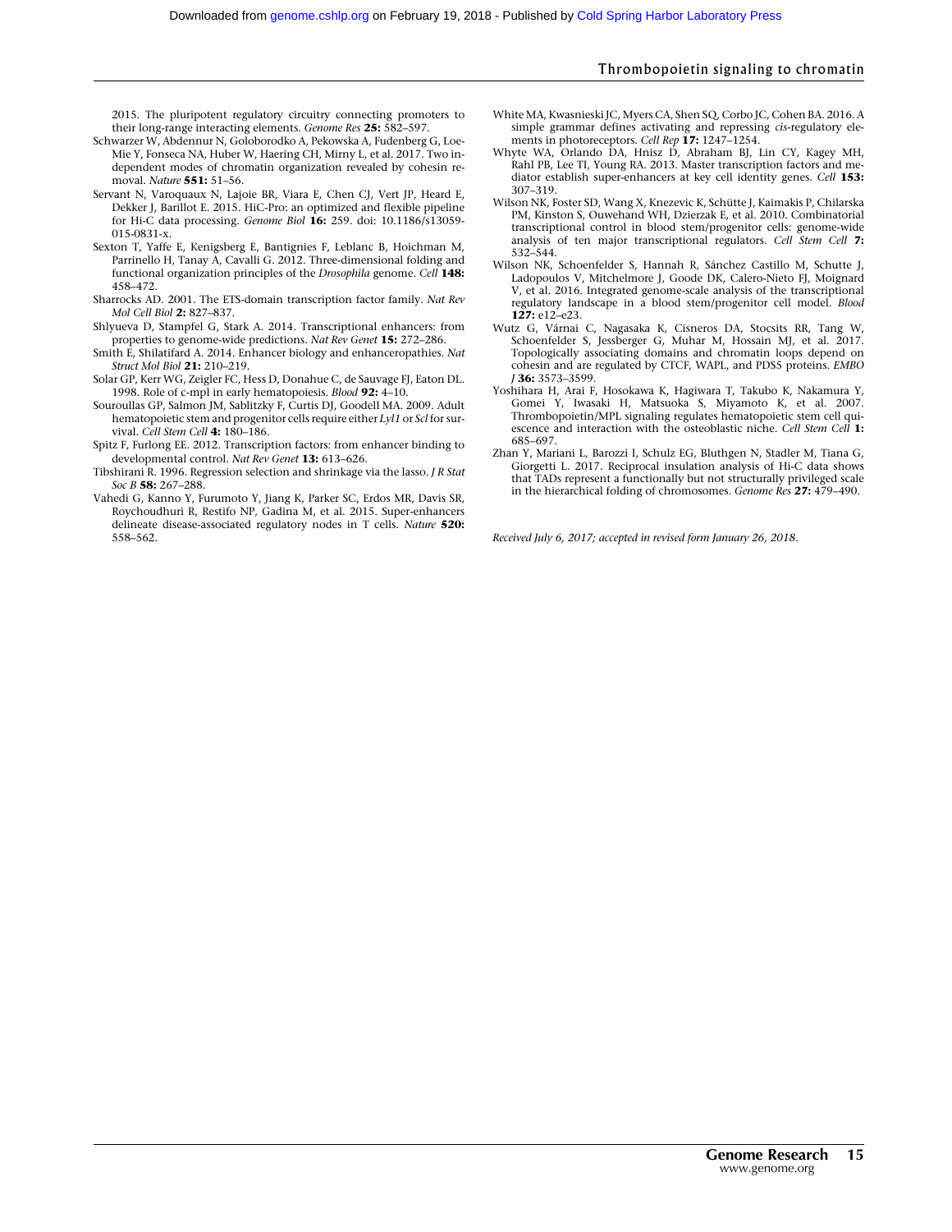2015. The pluripotent regulatory circuitry connecting promoters to their long-range interacting elements. *Genome Res* **25:** 582–597.

Schwarzer W, Abdennur N, Goloborodko A, Pekowska A, Fudenberg G, Loe-Mie Y, Fonseca NA, Huber W, Haering CH, Mirny L, et al. 2017. Two independent modes of chromatin organization revealed by cohesin removal. *Nature* **551:** 51–56.

Servant N, Varoquaux N, Lajoie BR, Viara E, Chen CJ, Vert JP, Heard E, Dekker J, Barillot E. 2015. HiC-Pro: an optimized and flexible pipeline for Hi-C data processing. *Genome Biol* **16:** 259. doi: 10.1186/s13059-015-0831-x.

Sexton T, Yaffe E, Kenigsberg E, Bantignies F, Leblanc B, Hoichman M, Parrinello H, Tanay A, Cavalli G. 2012. Three-dimensional folding and functional organization principles of the *Drosophila* genome. *Cell* **148:** 458–472.

Sharrocks AD. 2001. The ETS-domain transcription factor family. *Nat Rev Mol Cell Biol* **2:** 827–837.

Shlyueva D, Stampfel G, Stark A. 2014. Transcriptional enhancers: from properties to genome-wide predictions. *Nat Rev Genet* **15:** 272–286.

Smith E, Shilatifard A. 2014. Enhancer biology and enhanceropathies. *Nat Struct Mol Biol* **21:** 210–219.

Solar GP, Kerr WG, Zeigler FC, Hess D, Donahue C, de Sauvage FJ, Eaton DL. 1998. Role of c-mpl in early hematopoiesis. *Blood* **92:** 4–10.

Souroullas GP, Salmon JM, Sablitzky F, Curtis DJ, Goodell MA. 2009. Adult hematopoietic stem and progenitor cells require either *Lyl1* or *Scl* for survival. *Cell Stem Cell* **4:** 180–186.

Spitz F, Furlong EE. 2012. Transcription factors: from enhancer binding to developmental control. *Nat Rev Genet* **13:** 613–626.

Tibshirani R. 1996. Regression selection and shrinkage via the lasso. *J R Stat Soc B* **58:** 267–288.

Vahedi G, Kanno Y, Furumoto Y, Jiang K, Parker SC, Erdos MR, Davis SR, Roychoudhuri R, Restifo NP, Gadina M, et al. 2015. Super-enhancers delineate disease-associated regulatory nodes in T cells. *Nature* **520:** 558–562.

White MA, Kwasnieski JC, Myers CA, Shen SQ, Corbo JC, Cohen BA. 2016. A simple grammar defines activating and repressing *cis*-regulatory elements in photoreceptors. *Cell Rep* **17:** 1247–1254.

Whyte WA, Orlando DA, Hnisz D, Abraham BJ, Lin CY, Kagey MH, Rahl PB, Lee TI, Young RA. 2013. Master transcription factors and mediator establish super-enhancers at key cell identity genes. *Cell* **153:** 307–319.

Wilson NK, Foster SD, Wang X, Knezevic K, Schütte J, Kaimakis P, Chilarska PM, Kinston S, Ouwehand WH, Dzierzak E, et al. 2010. Combinatorial transcriptional control in blood stem/progenitor cells: genome-wide analysis of ten major transcriptional regulators. *Cell Stem Cell* **7:** 532–544.

Wilson NK, Schoenfelder S, Hannah R, Sánchez Castillo M, Schutte J, Ladopoulos V, Mitchelmore J, Goode DK, Calero-Nieto FJ, Moignard V, et al. 2016. Integrated genome-scale analysis of the transcriptional regulatory landscape in a blood stem/progenitor cell model. *Blood* **127:** e12–e23.

Wutz G, Várnai C, Nagasaka K, Cisneros DA, Stocsits RR, Tang W, Schoenfelder S, Jessberger G, Muhar M, Hossain MJ, et al. 2017. Topologically associating domains and chromatin loops depend on cohesin and are regulated by CTCF, WAPL, and PDS5 proteins. *EMBO J* **36:** 3573–3599.

Yoshihara H, Arai F, Hosokawa K, Hagiwara T, Takubo K, Nakamura Y, Gomei Y, Iwasaki H, Matsuoka S, Miyamoto K, et al. 2007. Thrombopoietin/MPL signaling regulates hematopoietic stem cell quiescence and interaction with the osteoblastic niche. *Cell Stem Cell* **1:** 685–697.

Zhan Y, Mariani L, Barozzi I, Schulz EG, Bluthgen N, Stadler M, Tiana G, Giorgetti L. 2017. Reciprocal insulation analysis of Hi-C data shows that TADs represent a functionally but not structurally privileged scale in the hierarchical folding of chromosomes. *Genome Res* **27:** 479–490.

*Received July 6, 2017; accepted in revised form January 26, 2018.*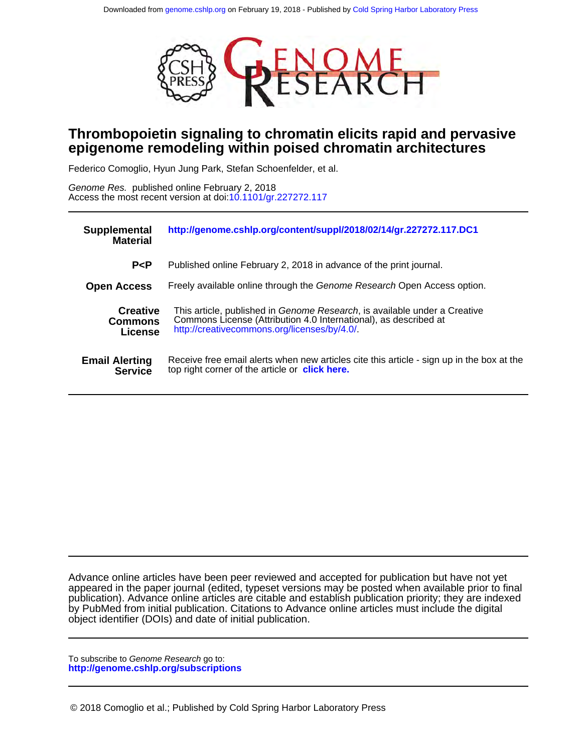Downloaded from genome.cshlp.org on February 19, 2018 - Published by Cold Spring Harbor Laboratory Press

# Thrombopoietin signaling to chromatin elicits rapid and pervasive epigenome remodeling within poised chromatin architectures

Federico Comoglio, Hyun Jung Park, Stefan Schoenfelder, et al.

*Genome Res.* published online February 2, 2018
Access the most recent version at doi:10.1101/gr.227272.117

| | |
|---|---|
| **Supplemental Material** | **http://genome.cshlp.org/content/suppl/2018/02/14/gr.227272.117.DC1** |
| **P<P** | Published online February 2, 2018 in advance of the print journal. |
| **Open Access** | Freely available online through the *Genome Research* Open Access option. |
| **Creative Commons License** | This article, published in *Genome Research*, is available under a Creative Commons License (Attribution 4.0 International), as described at http://creativecommons.org/licenses/by/4.0/. |
| **Email Alerting Service** | Receive free email alerts when new articles cite this article - sign up in the box at the top right corner of the article or **click here.** |

Advance online articles have been peer reviewed and accepted for publication but have not yet appeared in the paper journal (edited, typeset versions may be posted when available prior to final publication). Advance online articles are citable and establish publication priority; they are indexed by PubMed from initial publication. Citations to Advance online articles must include the digital object identifier (DOIs) and date of initial publication.

To subscribe to *Genome Research* go to:
**http://genome.cshlp.org/subscriptions**

© 2018 Comoglio et al.; Published by Cold Spring Harbor Laboratory Press